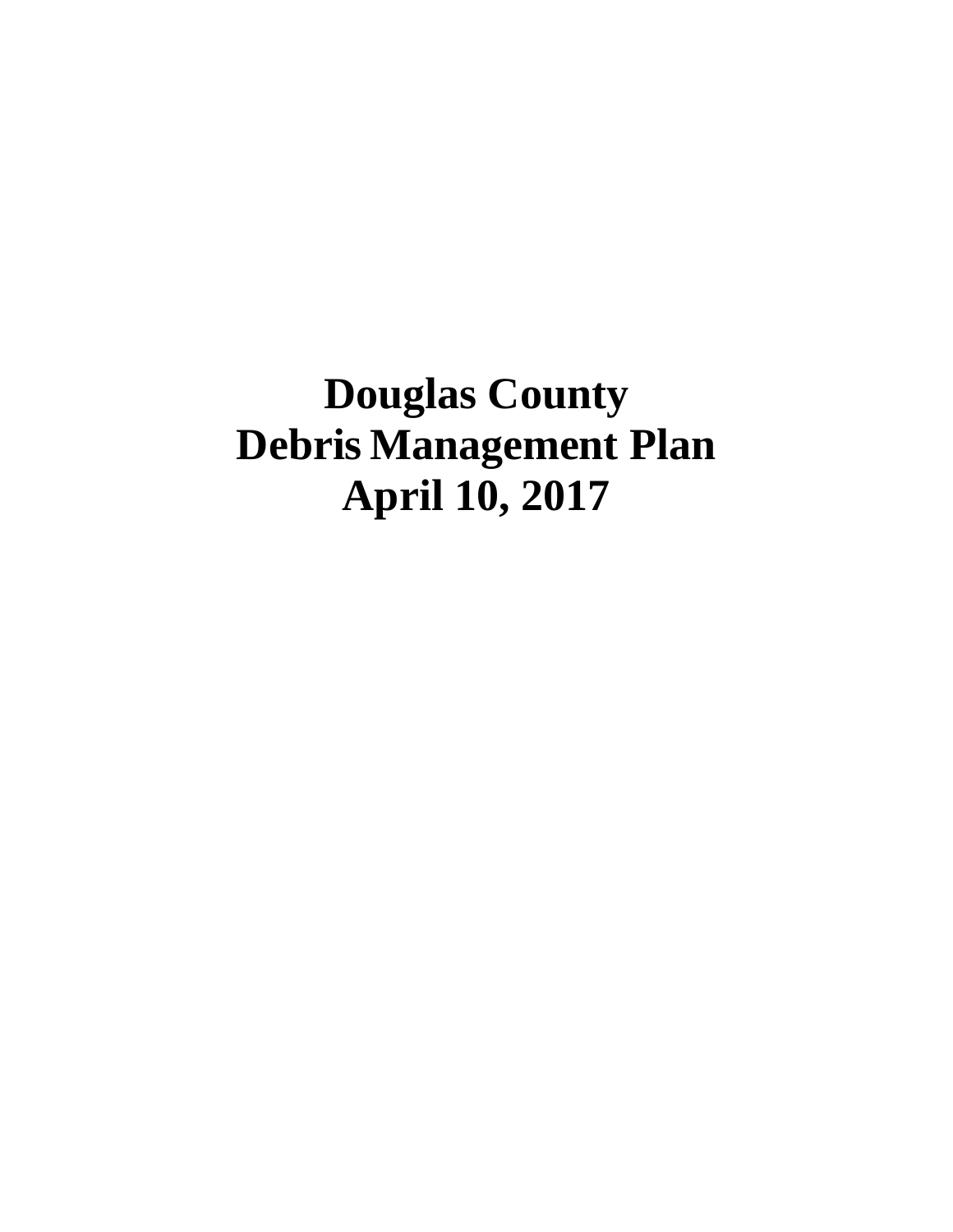# Douglas County Debris Management Plan April 10, 2017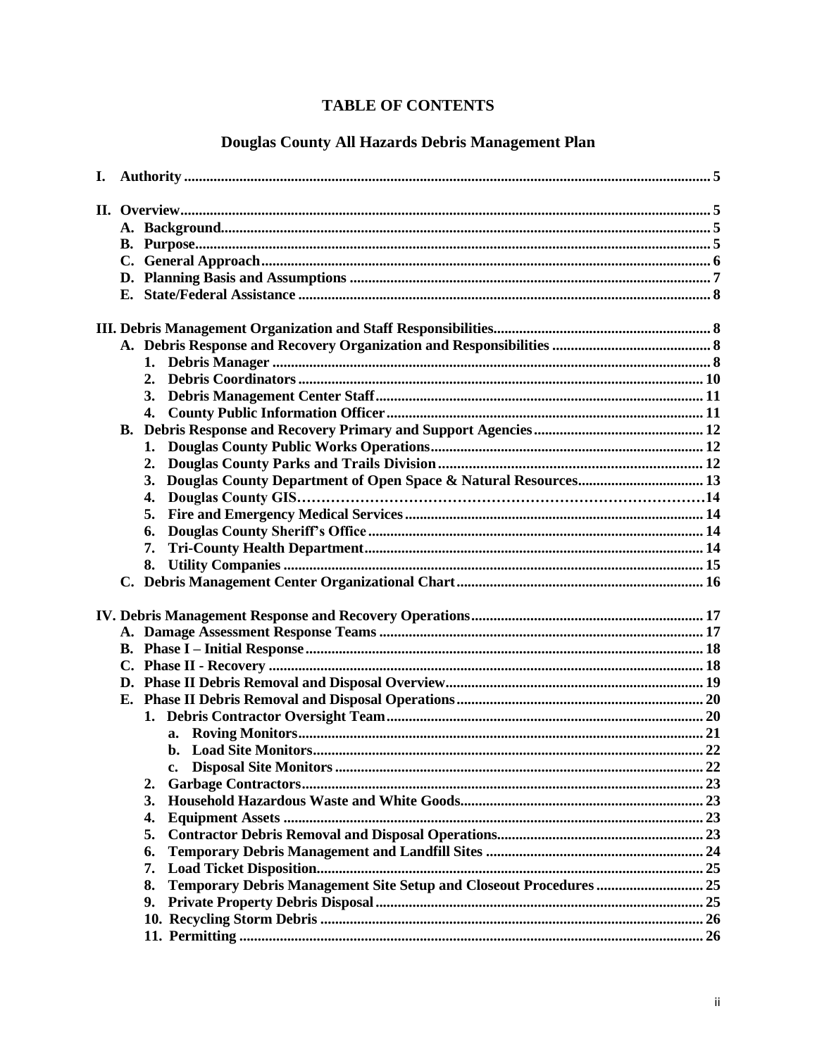# TABLE OF CONTENTS

## Douglas County All Hazards Debris Management Plan

**I. Authority** .......... 5

**II. Overview** .......... 5
- **A. Background** .......... 5
- **B. Purpose** .......... 5
- **C. General Approach** .......... 6
- **D. Planning Basis and Assumptions** .......... 7
- **E. State/Federal Assistance** .......... 8

**III. Debris Management Organization and Staff Responsibilities** .......... 8
- **A. Debris Response and Recovery Organization and Responsibilities** .......... 8
  1. **Debris Manager** .......... 8
  2. **Debris Coordinators** .......... 10
  3. **Debris Management Center Staff** .......... 11
  4. **County Public Information Officer** .......... 11
- **B. Debris Response and Recovery Primary and Support Agencies** .......... 12
  1. **Douglas County Public Works Operations** .......... 12
  2. **Douglas County Parks and Trails Division** .......... 12
  3. **Douglas County Department of Open Space & Natural Resources** .......... 13
  4. **Douglas County GIS** .......... 14
  5. **Fire and Emergency Medical Services** .......... 14
  6. **Douglas County Sheriff's Office** .......... 14
  7. **Tri-County Health Department** .......... 14
  8. **Utility Companies** .......... 15
- **C. Debris Management Center Organizational Chart** .......... 16

**IV. Debris Management Response and Recovery Operations** .......... 17
- **A. Damage Assessment Response Teams** .......... 17
- **B. Phase I – Initial Response** .......... 18
- **C. Phase II - Recovery** .......... 18
- **D. Phase II Debris Removal and Disposal Overview** .......... 19
- **E. Phase II Debris Removal and Disposal Operations** .......... 20
  1. **Debris Contractor Oversight Team** .......... 20
     - a. **Roving Monitors** .......... 21
     - b. **Load Site Monitors** .......... 22
     - c. **Disposal Site Monitors** .......... 22
  2. **Garbage Contractors** .......... 23
  3. **Household Hazardous Waste and White Goods** .......... 23
  4. **Equipment Assets** .......... 23
  5. **Contractor Debris Removal and Disposal Operations** .......... 23
  6. **Temporary Debris Management and Landfill Sites** .......... 24
  7. **Load Ticket Disposition** .......... 25
  8. **Temporary Debris Management Site Setup and Closeout Procedures** .......... 25
  9. **Private Property Debris Disposal** .......... 25
  10. **Recycling Storm Debris** .......... 26
  11. **Permitting** .......... 26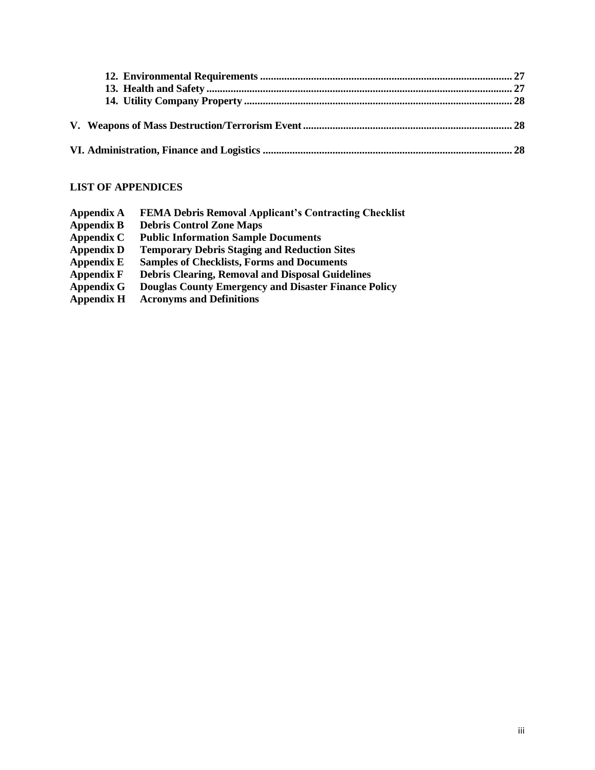**12. Environmental Requirements ............................................................................................ 27**
**13. Health and Safety ................................................................................................................ 27**
**14. Utility Company Property .................................................................................................. 28**

**V. Weapons of Mass Destruction/Terrorism Event ............................................................................ 28**

**VI. Administration, Finance and Logistics ........................................................................................... 28**

## LIST OF APPENDICES

**Appendix A FEMA Debris Removal Applicant's Contracting Checklist**
**Appendix B Debris Control Zone Maps**
**Appendix C Public Information Sample Documents**
**Appendix D Temporary Debris Staging and Reduction Sites**
**Appendix E Samples of Checklists, Forms and Documents**
**Appendix F Debris Clearing, Removal and Disposal Guidelines**
**Appendix G Douglas County Emergency and Disaster Finance Policy**
**Appendix H Acronyms and Definitions**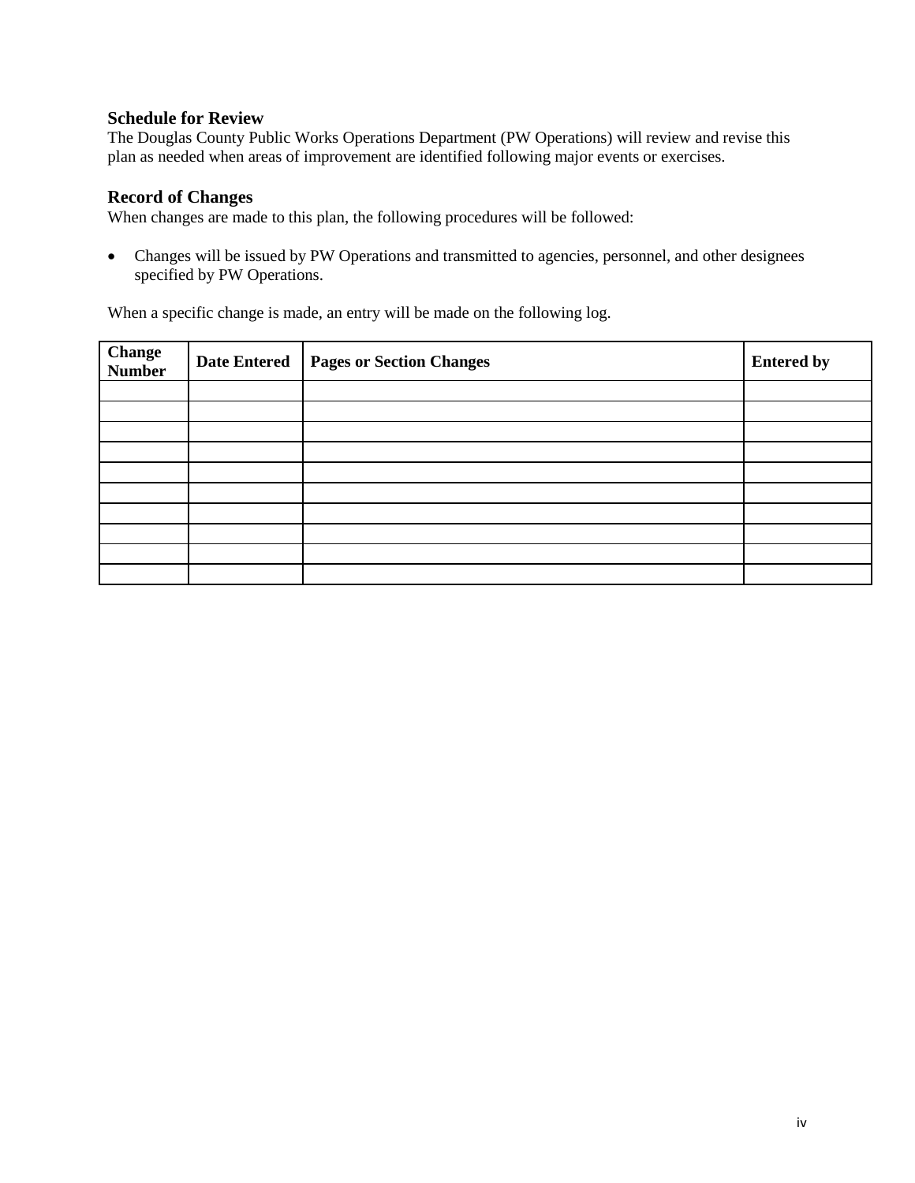## Schedule for Review

The Douglas County Public Works Operations Department (PW Operations) will review and revise this plan as needed when areas of improvement are identified following major events or exercises.

## Record of Changes

When changes are made to this plan, the following procedures will be followed:

- Changes will be issued by PW Operations and transmitted to agencies, personnel, and other designees specified by PW Operations.

When a specific change is made, an entry will be made on the following log.

| Change Number | Date Entered | Pages or Section Changes | Entered by |
|---|---|---|---|
| | | | |
| | | | |
| | | | |
| | | | |
| | | | |
| | | | |
| | | | |
| | | | |
| | | | |
| | | | |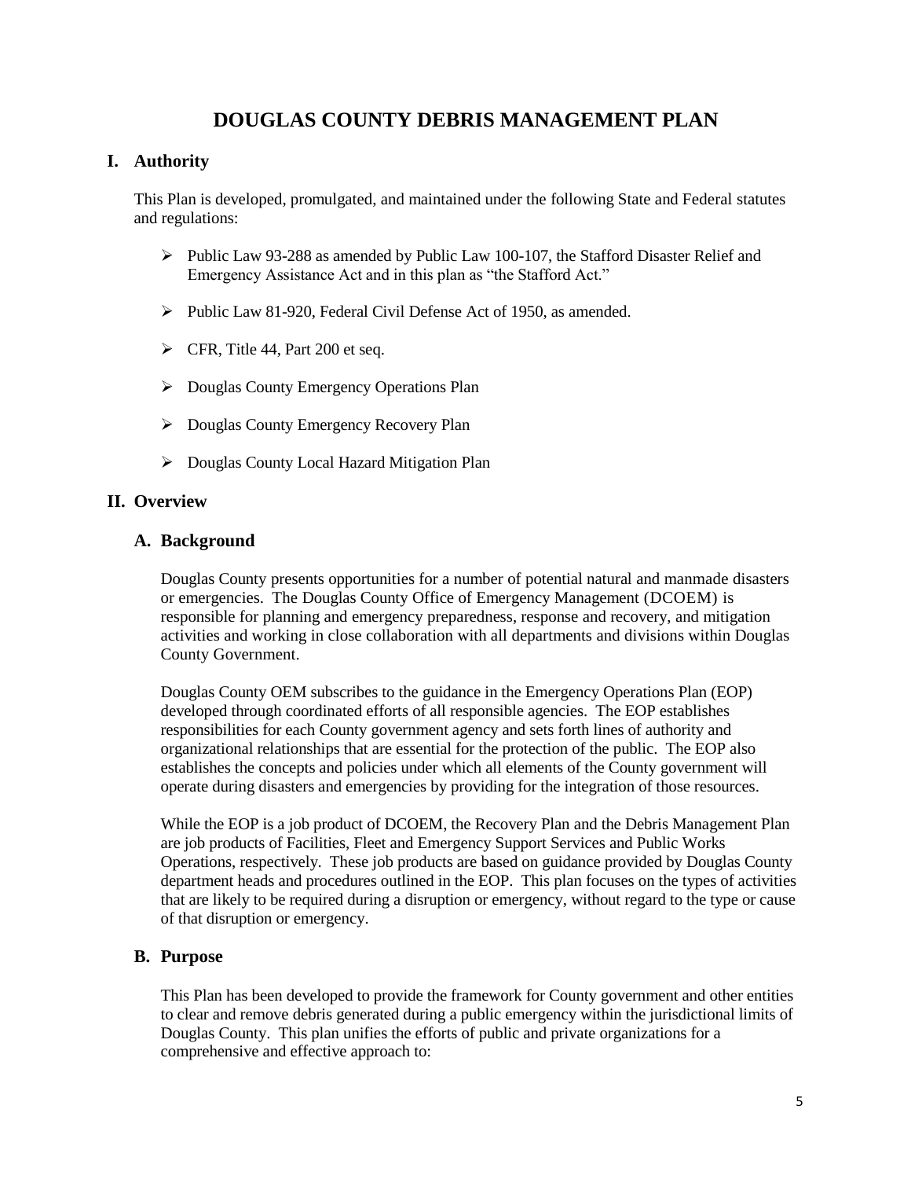# DOUGLAS COUNTY DEBRIS MANAGEMENT PLAN

## I. Authority

This Plan is developed, promulgated, and maintained under the following State and Federal statutes and regulations:

- Public Law 93-288 as amended by Public Law 100-107, the Stafford Disaster Relief and Emergency Assistance Act and in this plan as "the Stafford Act."
- Public Law 81-920, Federal Civil Defense Act of 1950, as amended.
- CFR, Title 44, Part 200 et seq.
- Douglas County Emergency Operations Plan
- Douglas County Emergency Recovery Plan
- Douglas County Local Hazard Mitigation Plan

## II. Overview

### A. Background

Douglas County presents opportunities for a number of potential natural and manmade disasters or emergencies. The Douglas County Office of Emergency Management (DCOEM) is responsible for planning and emergency preparedness, response and recovery, and mitigation activities and working in close collaboration with all departments and divisions within Douglas County Government.

Douglas County OEM subscribes to the guidance in the Emergency Operations Plan (EOP) developed through coordinated efforts of all responsible agencies. The EOP establishes responsibilities for each County government agency and sets forth lines of authority and organizational relationships that are essential for the protection of the public. The EOP also establishes the concepts and policies under which all elements of the County government will operate during disasters and emergencies by providing for the integration of those resources.

While the EOP is a job product of DCOEM, the Recovery Plan and the Debris Management Plan are job products of Facilities, Fleet and Emergency Support Services and Public Works Operations, respectively. These job products are based on guidance provided by Douglas County department heads and procedures outlined in the EOP. This plan focuses on the types of activities that are likely to be required during a disruption or emergency, without regard to the type or cause of that disruption or emergency.

### B. Purpose

This Plan has been developed to provide the framework for County government and other entities to clear and remove debris generated during a public emergency within the jurisdictional limits of Douglas County. This plan unifies the efforts of public and private organizations for a comprehensive and effective approach to: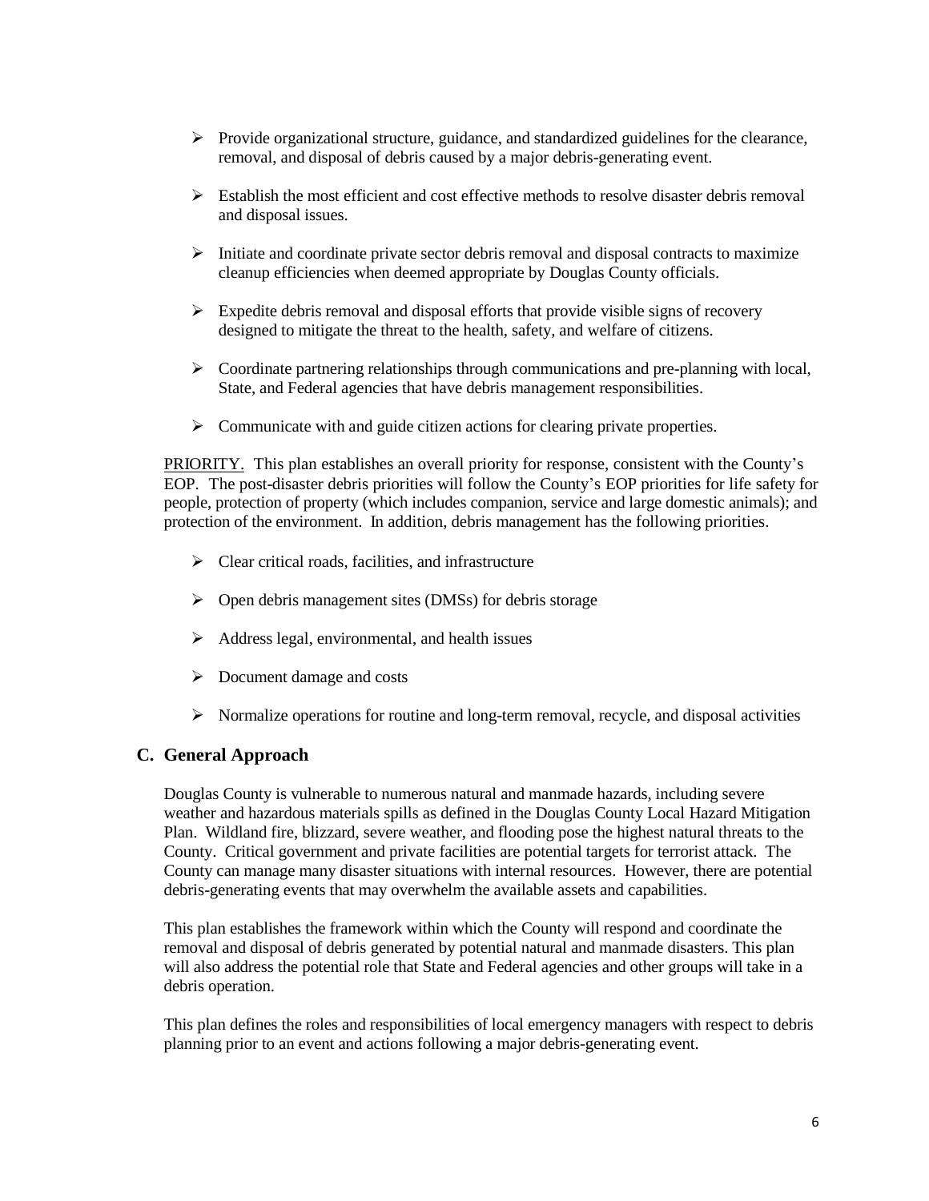- Provide organizational structure, guidance, and standardized guidelines for the clearance, removal, and disposal of debris caused by a major debris-generating event.
- Establish the most efficient and cost effective methods to resolve disaster debris removal and disposal issues.
- Initiate and coordinate private sector debris removal and disposal contracts to maximize cleanup efficiencies when deemed appropriate by Douglas County officials.
- Expedite debris removal and disposal efforts that provide visible signs of recovery designed to mitigate the threat to the health, safety, and welfare of citizens.
- Coordinate partnering relationships through communications and pre-planning with local, State, and Federal agencies that have debris management responsibilities.
- Communicate with and guide citizen actions for clearing private properties.

PRIORITY. This plan establishes an overall priority for response, consistent with the County's EOP. The post-disaster debris priorities will follow the County's EOP priorities for life safety for people, protection of property (which includes companion, service and large domestic animals); and protection of the environment. In addition, debris management has the following priorities.

- Clear critical roads, facilities, and infrastructure
- Open debris management sites (DMSs) for debris storage
- Address legal, environmental, and health issues
- Document damage and costs
- Normalize operations for routine and long-term removal, recycle, and disposal activities

## C. General Approach

Douglas County is vulnerable to numerous natural and manmade hazards, including severe weather and hazardous materials spills as defined in the Douglas County Local Hazard Mitigation Plan. Wildland fire, blizzard, severe weather, and flooding pose the highest natural threats to the County. Critical government and private facilities are potential targets for terrorist attack. The County can manage many disaster situations with internal resources. However, there are potential debris-generating events that may overwhelm the available assets and capabilities.

This plan establishes the framework within which the County will respond and coordinate the removal and disposal of debris generated by potential natural and manmade disasters. This plan will also address the potential role that State and Federal agencies and other groups will take in a debris operation.

This plan defines the roles and responsibilities of local emergency managers with respect to debris planning prior to an event and actions following a major debris-generating event.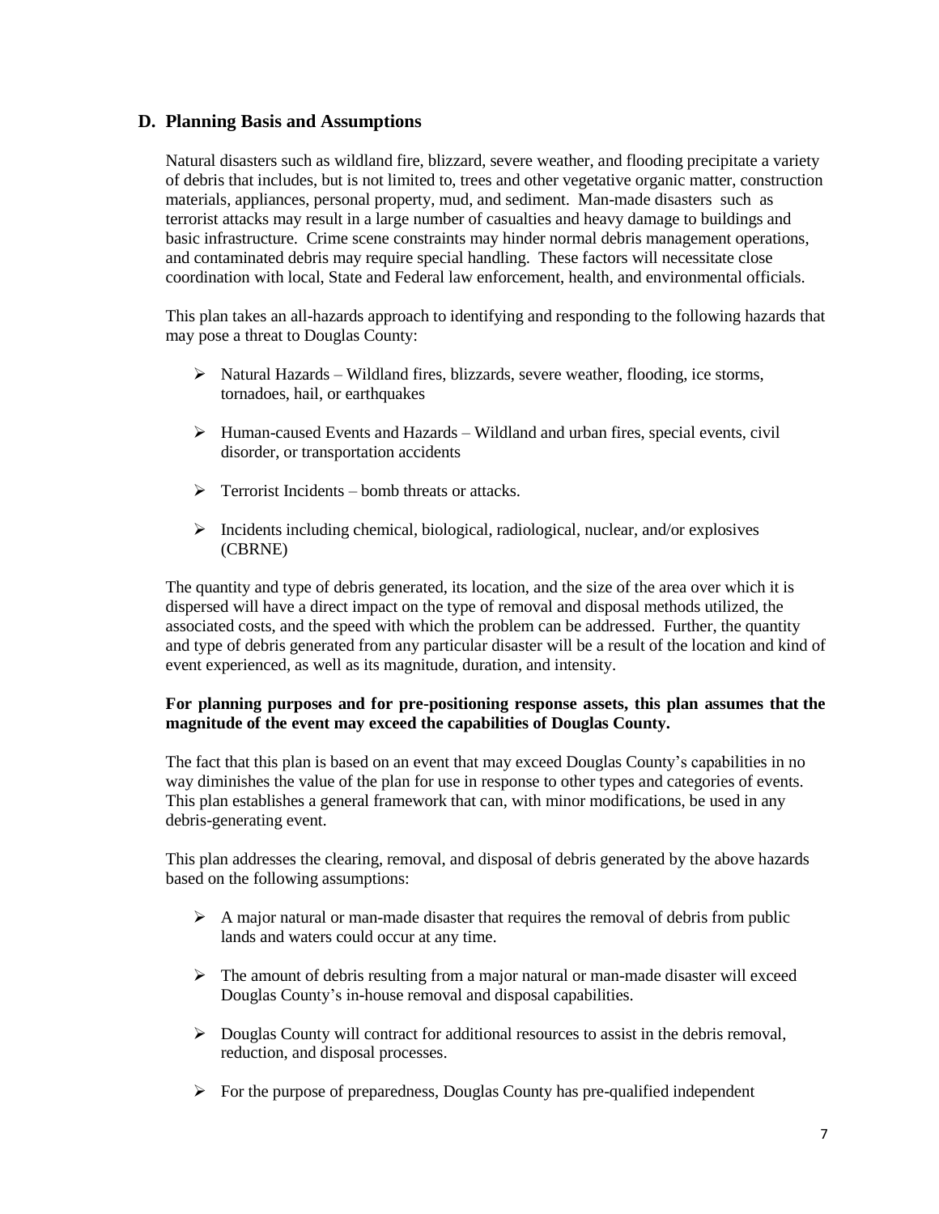## D. Planning Basis and Assumptions

Natural disasters such as wildland fire, blizzard, severe weather, and flooding precipitate a variety of debris that includes, but is not limited to, trees and other vegetative organic matter, construction materials, appliances, personal property, mud, and sediment. Man-made disasters such as terrorist attacks may result in a large number of casualties and heavy damage to buildings and basic infrastructure. Crime scene constraints may hinder normal debris management operations, and contaminated debris may require special handling. These factors will necessitate close coordination with local, State and Federal law enforcement, health, and environmental officials.

This plan takes an all-hazards approach to identifying and responding to the following hazards that may pose a threat to Douglas County:

- Natural Hazards – Wildland fires, blizzards, severe weather, flooding, ice storms, tornadoes, hail, or earthquakes
- Human-caused Events and Hazards – Wildland and urban fires, special events, civil disorder, or transportation accidents
- Terrorist Incidents – bomb threats or attacks.
- Incidents including chemical, biological, radiological, nuclear, and/or explosives (CBRNE)

The quantity and type of debris generated, its location, and the size of the area over which it is dispersed will have a direct impact on the type of removal and disposal methods utilized, the associated costs, and the speed with which the problem can be addressed. Further, the quantity and type of debris generated from any particular disaster will be a result of the location and kind of event experienced, as well as its magnitude, duration, and intensity.

**For planning purposes and for pre-positioning response assets, this plan assumes that the magnitude of the event may exceed the capabilities of Douglas County.**

The fact that this plan is based on an event that may exceed Douglas County's capabilities in no way diminishes the value of the plan for use in response to other types and categories of events. This plan establishes a general framework that can, with minor modifications, be used in any debris-generating event.

This plan addresses the clearing, removal, and disposal of debris generated by the above hazards based on the following assumptions:

- A major natural or man-made disaster that requires the removal of debris from public lands and waters could occur at any time.
- The amount of debris resulting from a major natural or man-made disaster will exceed Douglas County's in-house removal and disposal capabilities.
- Douglas County will contract for additional resources to assist in the debris removal, reduction, and disposal processes.
- For the purpose of preparedness, Douglas County has pre-qualified independent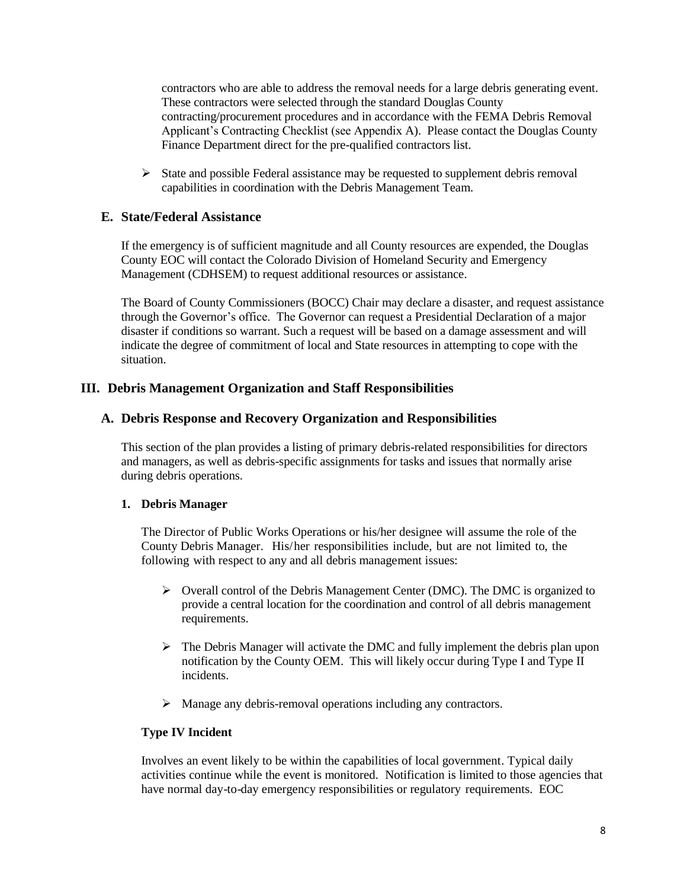contractors who are able to address the removal needs for a large debris generating event. These contractors were selected through the standard Douglas County contracting/procurement procedures and in accordance with the FEMA Debris Removal Applicant's Contracting Checklist (see Appendix A). Please contact the Douglas County Finance Department direct for the pre-qualified contractors list.

- State and possible Federal assistance may be requested to supplement debris removal capabilities in coordination with the Debris Management Team.

## E. State/Federal Assistance

If the emergency is of sufficient magnitude and all County resources are expended, the Douglas County EOC will contact the Colorado Division of Homeland Security and Emergency Management (CDHSEM) to request additional resources or assistance.

The Board of County Commissioners (BOCC) Chair may declare a disaster, and request assistance through the Governor's office. The Governor can request a Presidential Declaration of a major disaster if conditions so warrant. Such a request will be based on a damage assessment and will indicate the degree of commitment of local and State resources in attempting to cope with the situation.

# III. Debris Management Organization and Staff Responsibilities

## A. Debris Response and Recovery Organization and Responsibilities

This section of the plan provides a listing of primary debris-related responsibilities for directors and managers, as well as debris-specific assignments for tasks and issues that normally arise during debris operations.

### 1. Debris Manager

The Director of Public Works Operations or his/her designee will assume the role of the County Debris Manager. His/her responsibilities include, but are not limited to, the following with respect to any and all debris management issues:

- Overall control of the Debris Management Center (DMC). The DMC is organized to provide a central location for the coordination and control of all debris management requirements.
- The Debris Manager will activate the DMC and fully implement the debris plan upon notification by the County OEM. This will likely occur during Type I and Type II incidents.
- Manage any debris-removal operations including any contractors.

**Type IV Incident**

Involves an event likely to be within the capabilities of local government. Typical daily activities continue while the event is monitored. Notification is limited to those agencies that have normal day-to-day emergency responsibilities or regulatory requirements. EOC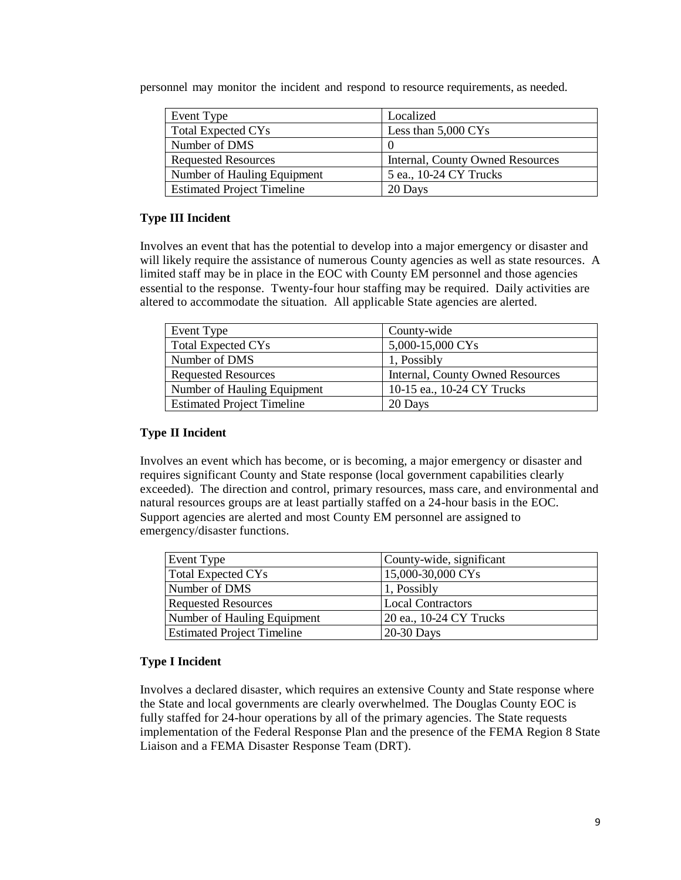personnel may monitor the incident and respond to resource requirements, as needed.

| Event Type | Localized |
|---|---|
| Total Expected CYs | Less than 5,000 CYs |
| Number of DMS | 0 |
| Requested Resources | Internal, County Owned Resources |
| Number of Hauling Equipment | 5 ea., 10-24 CY Trucks |
| Estimated Project Timeline | 20 Days |

### Type III Incident

Involves an event that has the potential to develop into a major emergency or disaster and will likely require the assistance of numerous County agencies as well as state resources. A limited staff may be in place in the EOC with County EM personnel and those agencies essential to the response. Twenty-four hour staffing may be required. Daily activities are altered to accommodate the situation. All applicable State agencies are alerted.

| Event Type | County-wide |
|---|---|
| Total Expected CYs | 5,000-15,000 CYs |
| Number of DMS | 1, Possibly |
| Requested Resources | Internal, County Owned Resources |
| Number of Hauling Equipment | 10-15 ea., 10-24 CY Trucks |
| Estimated Project Timeline | 20 Days |

### Type II Incident

Involves an event which has become, or is becoming, a major emergency or disaster and requires significant County and State response (local government capabilities clearly exceeded). The direction and control, primary resources, mass care, and environmental and natural resources groups are at least partially staffed on a 24-hour basis in the EOC. Support agencies are alerted and most County EM personnel are assigned to emergency/disaster functions.

| Event Type | County-wide, significant |
|---|---|
| Total Expected CYs | 15,000-30,000 CYs |
| Number of DMS | 1, Possibly |
| Requested Resources | Local Contractors |
| Number of Hauling Equipment | 20 ea., 10-24 CY Trucks |
| Estimated Project Timeline | 20-30 Days |

### Type I Incident

Involves a declared disaster, which requires an extensive County and State response where the State and local governments are clearly overwhelmed. The Douglas County EOC is fully staffed for 24-hour operations by all of the primary agencies. The State requests implementation of the Federal Response Plan and the presence of the FEMA Region 8 State Liaison and a FEMA Disaster Response Team (DRT).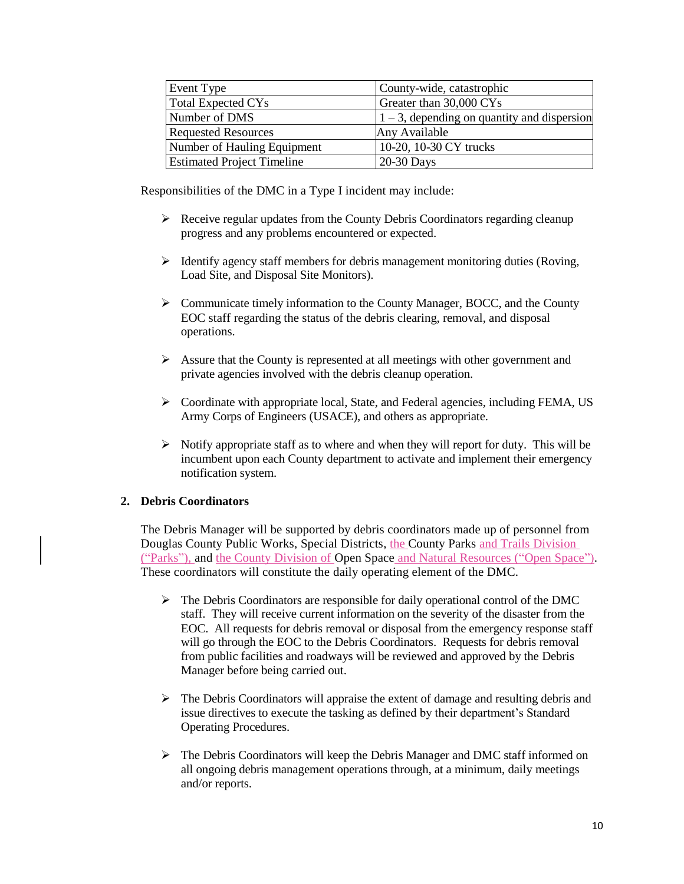| Event Type | County-wide, catastrophic |
| --- | --- |
| Total Expected CYs | Greater than 30,000 CYs |
| Number of DMS | 1 – 3, depending on quantity and dispersion |
| Requested Resources | Any Available |
| Number of Hauling Equipment | 10-20, 10-30 CY trucks |
| Estimated Project Timeline | 20-30 Days |

Responsibilities of the DMC in a Type I incident may include:

- Receive regular updates from the County Debris Coordinators regarding cleanup progress and any problems encountered or expected.
- Identify agency staff members for debris management monitoring duties (Roving, Load Site, and Disposal Site Monitors).
- Communicate timely information to the County Manager, BOCC, and the County EOC staff regarding the status of the debris clearing, removal, and disposal operations.
- Assure that the County is represented at all meetings with other government and private agencies involved with the debris cleanup operation.
- Coordinate with appropriate local, State, and Federal agencies, including FEMA, US Army Corps of Engineers (USACE), and others as appropriate.
- Notify appropriate staff as to where and when they will report for duty. This will be incumbent upon each County department to activate and implement their emergency notification system.

### 2. Debris Coordinators

The Debris Manager will be supported by debris coordinators made up of personnel from Douglas County Public Works, Special Districts, the County Parks and Trails Division ("Parks"), and the County Division of Open Space and Natural Resources ("Open Space"). These coordinators will constitute the daily operating element of the DMC.

- The Debris Coordinators are responsible for daily operational control of the DMC staff. They will receive current information on the severity of the disaster from the EOC. All requests for debris removal or disposal from the emergency response staff will go through the EOC to the Debris Coordinators. Requests for debris removal from public facilities and roadways will be reviewed and approved by the Debris Manager before being carried out.
- The Debris Coordinators will appraise the extent of damage and resulting debris and issue directives to execute the tasking as defined by their department's Standard Operating Procedures.
- The Debris Coordinators will keep the Debris Manager and DMC staff informed on all ongoing debris management operations through, at a minimum, daily meetings and/or reports.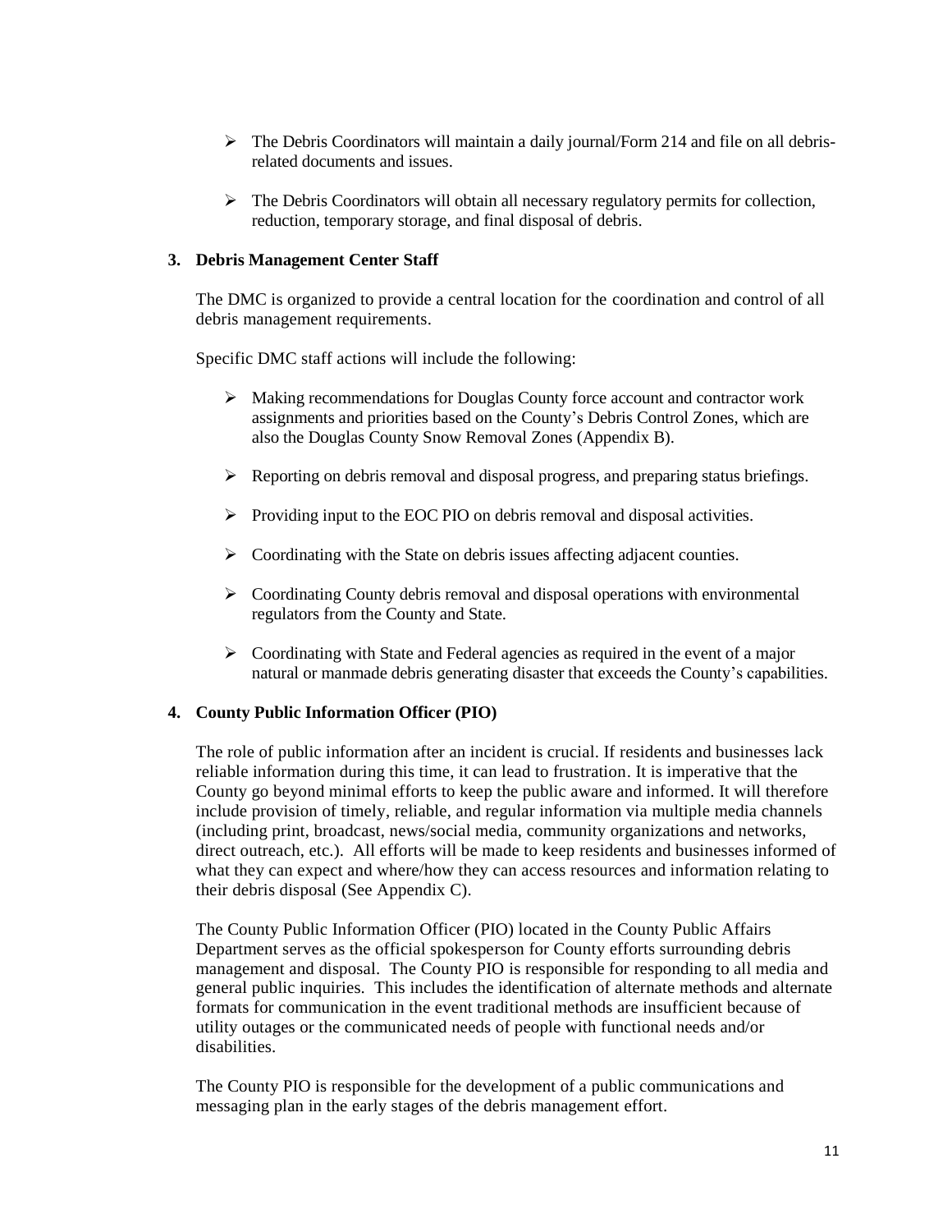- The Debris Coordinators will maintain a daily journal/Form 214 and file on all debris-related documents and issues.

- The Debris Coordinators will obtain all necessary regulatory permits for collection, reduction, temporary storage, and final disposal of debris.

### 3. Debris Management Center Staff

The DMC is organized to provide a central location for the coordination and control of all debris management requirements.

Specific DMC staff actions will include the following:

- Making recommendations for Douglas County force account and contractor work assignments and priorities based on the County's Debris Control Zones, which are also the Douglas County Snow Removal Zones (Appendix B).

- Reporting on debris removal and disposal progress, and preparing status briefings.

- Providing input to the EOC PIO on debris removal and disposal activities.

- Coordinating with the State on debris issues affecting adjacent counties.

- Coordinating County debris removal and disposal operations with environmental regulators from the County and State.

- Coordinating with State and Federal agencies as required in the event of a major natural or manmade debris generating disaster that exceeds the County's capabilities.

### 4. County Public Information Officer (PIO)

The role of public information after an incident is crucial. If residents and businesses lack reliable information during this time, it can lead to frustration. It is imperative that the County go beyond minimal efforts to keep the public aware and informed. It will therefore include provision of timely, reliable, and regular information via multiple media channels (including print, broadcast, news/social media, community organizations and networks, direct outreach, etc.). All efforts will be made to keep residents and businesses informed of what they can expect and where/how they can access resources and information relating to their debris disposal (See Appendix C).

The County Public Information Officer (PIO) located in the County Public Affairs Department serves as the official spokesperson for County efforts surrounding debris management and disposal. The County PIO is responsible for responding to all media and general public inquiries. This includes the identification of alternate methods and alternate formats for communication in the event traditional methods are insufficient because of utility outages or the communicated needs of people with functional needs and/or disabilities.

The County PIO is responsible for the development of a public communications and messaging plan in the early stages of the debris management effort.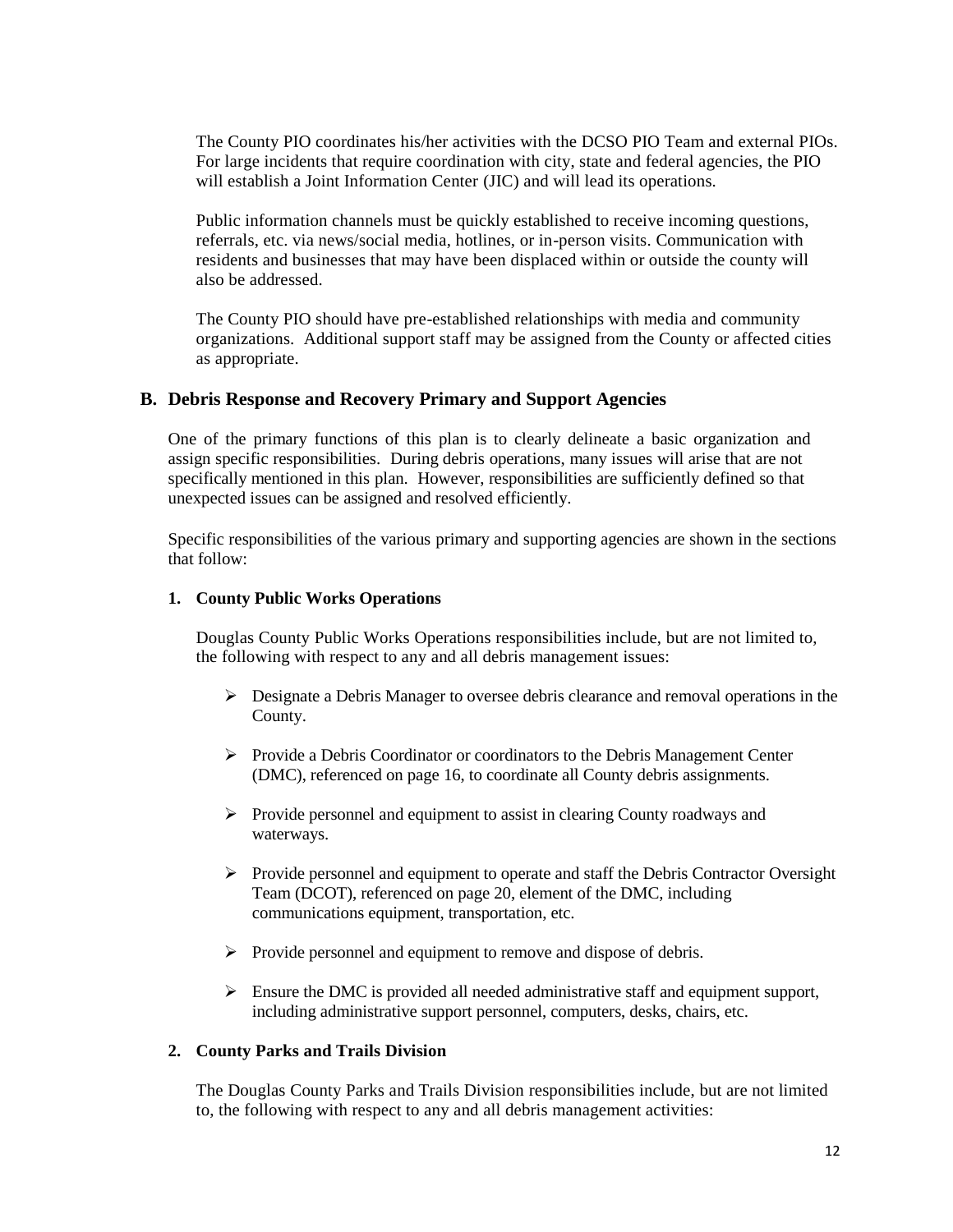The County PIO coordinates his/her activities with the DCSO PIO Team and external PIOs. For large incidents that require coordination with city, state and federal agencies, the PIO will establish a Joint Information Center (JIC) and will lead its operations.

Public information channels must be quickly established to receive incoming questions, referrals, etc. via news/social media, hotlines, or in-person visits. Communication with residents and businesses that may have been displaced within or outside the county will also be addressed.

The County PIO should have pre-established relationships with media and community organizations. Additional support staff may be assigned from the County or affected cities as appropriate.

## B. Debris Response and Recovery Primary and Support Agencies

One of the primary functions of this plan is to clearly delineate a basic organization and assign specific responsibilities. During debris operations, many issues will arise that are not specifically mentioned in this plan. However, responsibilities are sufficiently defined so that unexpected issues can be assigned and resolved efficiently.

Specific responsibilities of the various primary and supporting agencies are shown in the sections that follow:

### 1. County Public Works Operations

Douglas County Public Works Operations responsibilities include, but are not limited to, the following with respect to any and all debris management issues:

- Designate a Debris Manager to oversee debris clearance and removal operations in the County.
- Provide a Debris Coordinator or coordinators to the Debris Management Center (DMC), referenced on page 16, to coordinate all County debris assignments.
- Provide personnel and equipment to assist in clearing County roadways and waterways.
- Provide personnel and equipment to operate and staff the Debris Contractor Oversight Team (DCOT), referenced on page 20, element of the DMC, including communications equipment, transportation, etc.
- Provide personnel and equipment to remove and dispose of debris.
- Ensure the DMC is provided all needed administrative staff and equipment support, including administrative support personnel, computers, desks, chairs, etc.

### 2. County Parks and Trails Division

The Douglas County Parks and Trails Division responsibilities include, but are not limited to, the following with respect to any and all debris management activities: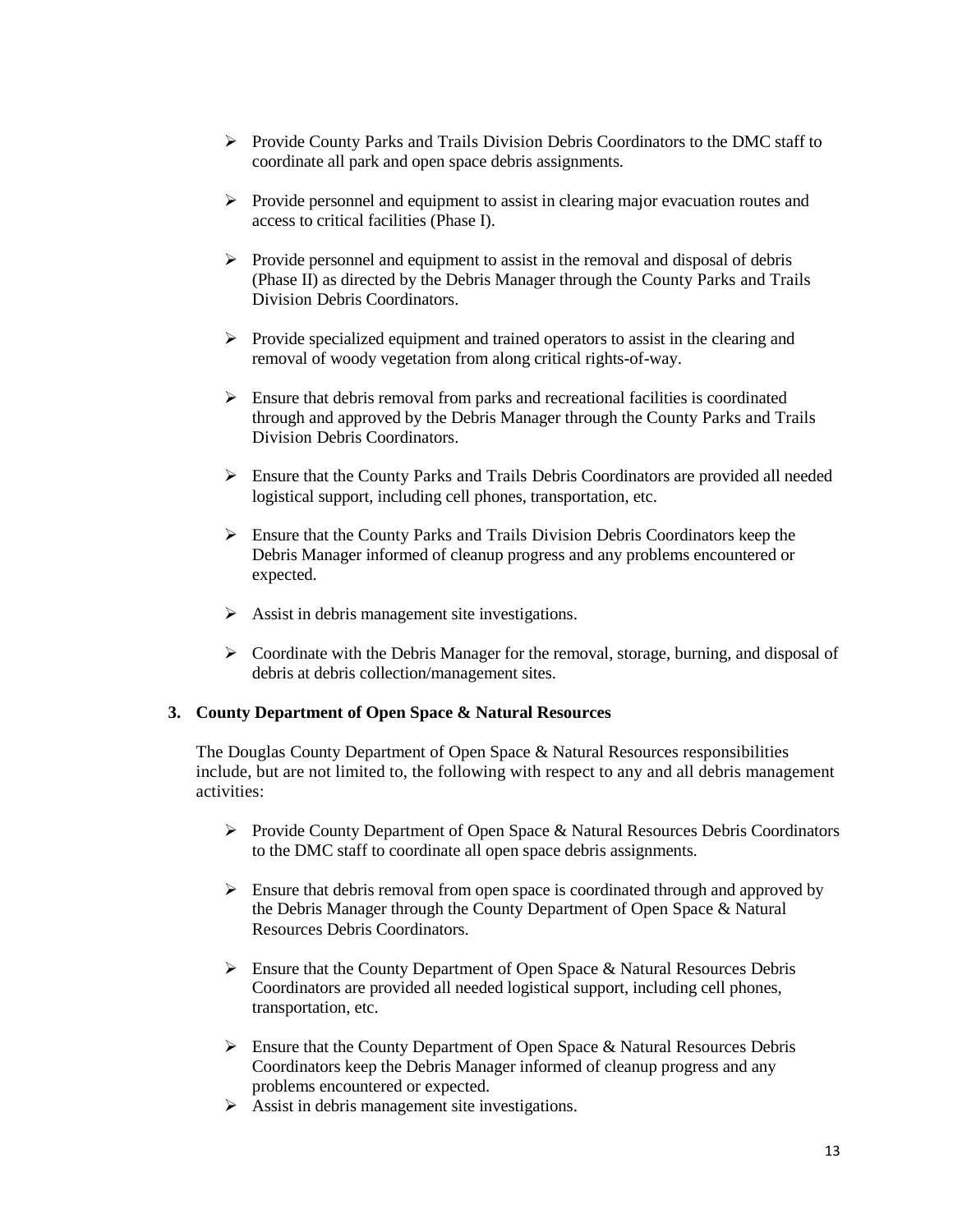- Provide County Parks and Trails Division Debris Coordinators to the DMC staff to coordinate all park and open space debris assignments.
- Provide personnel and equipment to assist in clearing major evacuation routes and access to critical facilities (Phase I).
- Provide personnel and equipment to assist in the removal and disposal of debris (Phase II) as directed by the Debris Manager through the County Parks and Trails Division Debris Coordinators.
- Provide specialized equipment and trained operators to assist in the clearing and removal of woody vegetation from along critical rights-of-way.
- Ensure that debris removal from parks and recreational facilities is coordinated through and approved by the Debris Manager through the County Parks and Trails Division Debris Coordinators.
- Ensure that the County Parks and Trails Debris Coordinators are provided all needed logistical support, including cell phones, transportation, etc.
- Ensure that the County Parks and Trails Division Debris Coordinators keep the Debris Manager informed of cleanup progress and any problems encountered or expected.
- Assist in debris management site investigations.
- Coordinate with the Debris Manager for the removal, storage, burning, and disposal of debris at debris collection/management sites.

**3. County Department of Open Space & Natural Resources**

The Douglas County Department of Open Space & Natural Resources responsibilities include, but are not limited to, the following with respect to any and all debris management activities:

- Provide County Department of Open Space & Natural Resources Debris Coordinators to the DMC staff to coordinate all open space debris assignments.
- Ensure that debris removal from open space is coordinated through and approved by the Debris Manager through the County Department of Open Space & Natural Resources Debris Coordinators.
- Ensure that the County Department of Open Space & Natural Resources Debris Coordinators are provided all needed logistical support, including cell phones, transportation, etc.
- Ensure that the County Department of Open Space & Natural Resources Debris Coordinators keep the Debris Manager informed of cleanup progress and any problems encountered or expected.
- Assist in debris management site investigations.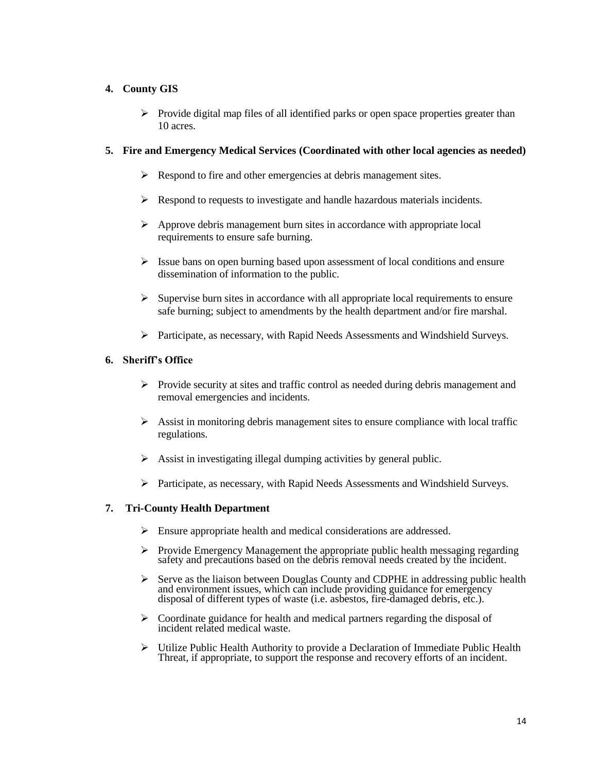**4. County GIS**

- Provide digital map files of all identified parks or open space properties greater than 10 acres.

**5. Fire and Emergency Medical Services (Coordinated with other local agencies as needed)**

- Respond to fire and other emergencies at debris management sites.
- Respond to requests to investigate and handle hazardous materials incidents.
- Approve debris management burn sites in accordance with appropriate local requirements to ensure safe burning.
- Issue bans on open burning based upon assessment of local conditions and ensure dissemination of information to the public.
- Supervise burn sites in accordance with all appropriate local requirements to ensure safe burning; subject to amendments by the health department and/or fire marshal.
- Participate, as necessary, with Rapid Needs Assessments and Windshield Surveys.

**6. Sheriff's Office**

- Provide security at sites and traffic control as needed during debris management and removal emergencies and incidents.
- Assist in monitoring debris management sites to ensure compliance with local traffic regulations.
- Assist in investigating illegal dumping activities by general public.
- Participate, as necessary, with Rapid Needs Assessments and Windshield Surveys.

**7. Tri-County Health Department**

- Ensure appropriate health and medical considerations are addressed.
- Provide Emergency Management the appropriate public health messaging regarding safety and precautions based on the debris removal needs created by the incident.
- Serve as the liaison between Douglas County and CDPHE in addressing public health and environment issues, which can include providing guidance for emergency disposal of different types of waste (i.e. asbestos, fire-damaged debris, etc.).
- Coordinate guidance for health and medical partners regarding the disposal of incident related medical waste.
- Utilize Public Health Authority to provide a Declaration of Immediate Public Health Threat, if appropriate, to support the response and recovery efforts of an incident.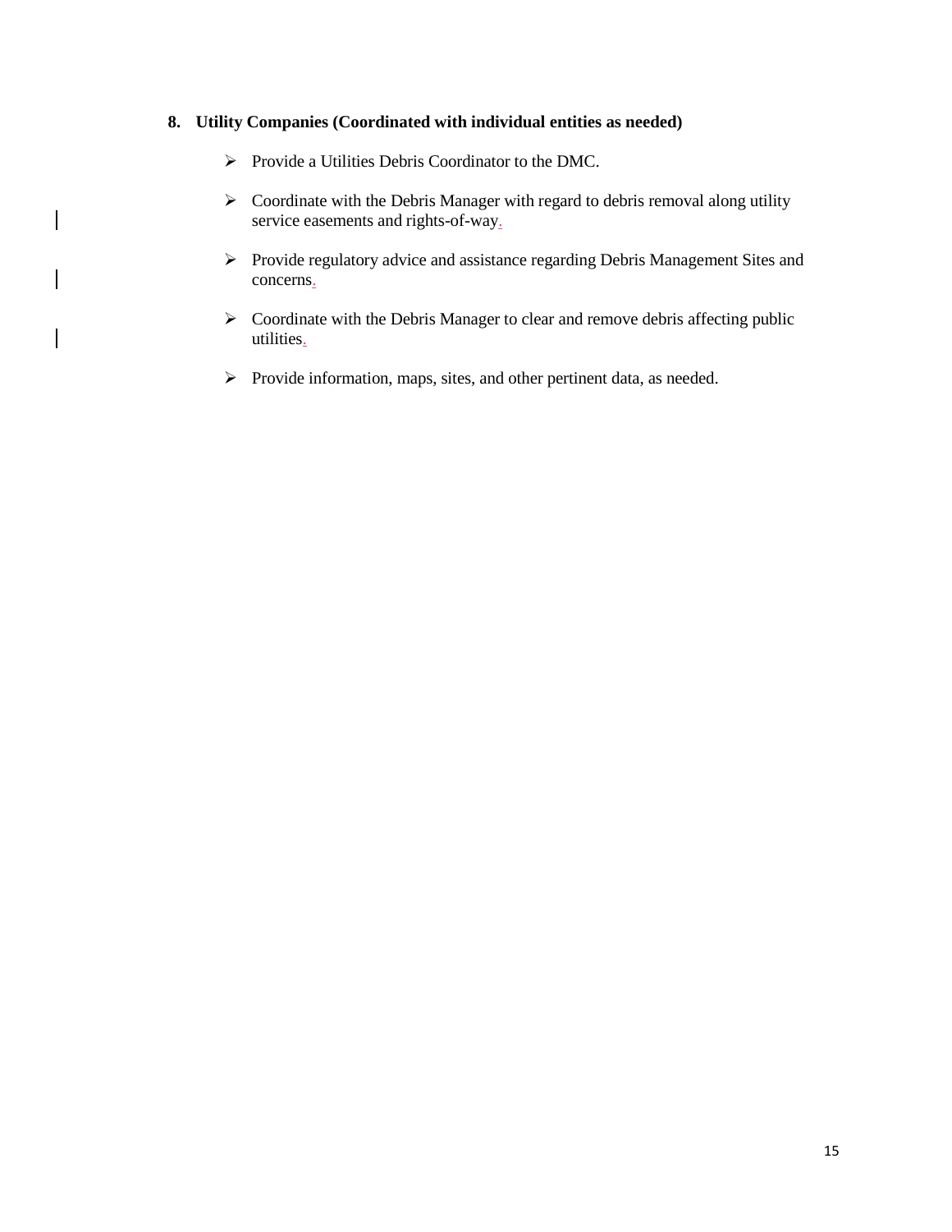8. **Utility Companies (Coordinated with individual entities as needed)**

- Provide a Utilities Debris Coordinator to the DMC.
- Coordinate with the Debris Manager with regard to debris removal along utility service easements and rights-of-way.
- Provide regulatory advice and assistance regarding Debris Management Sites and concerns.
- Coordinate with the Debris Manager to clear and remove debris affecting public utilities.
- Provide information, maps, sites, and other pertinent data, as needed.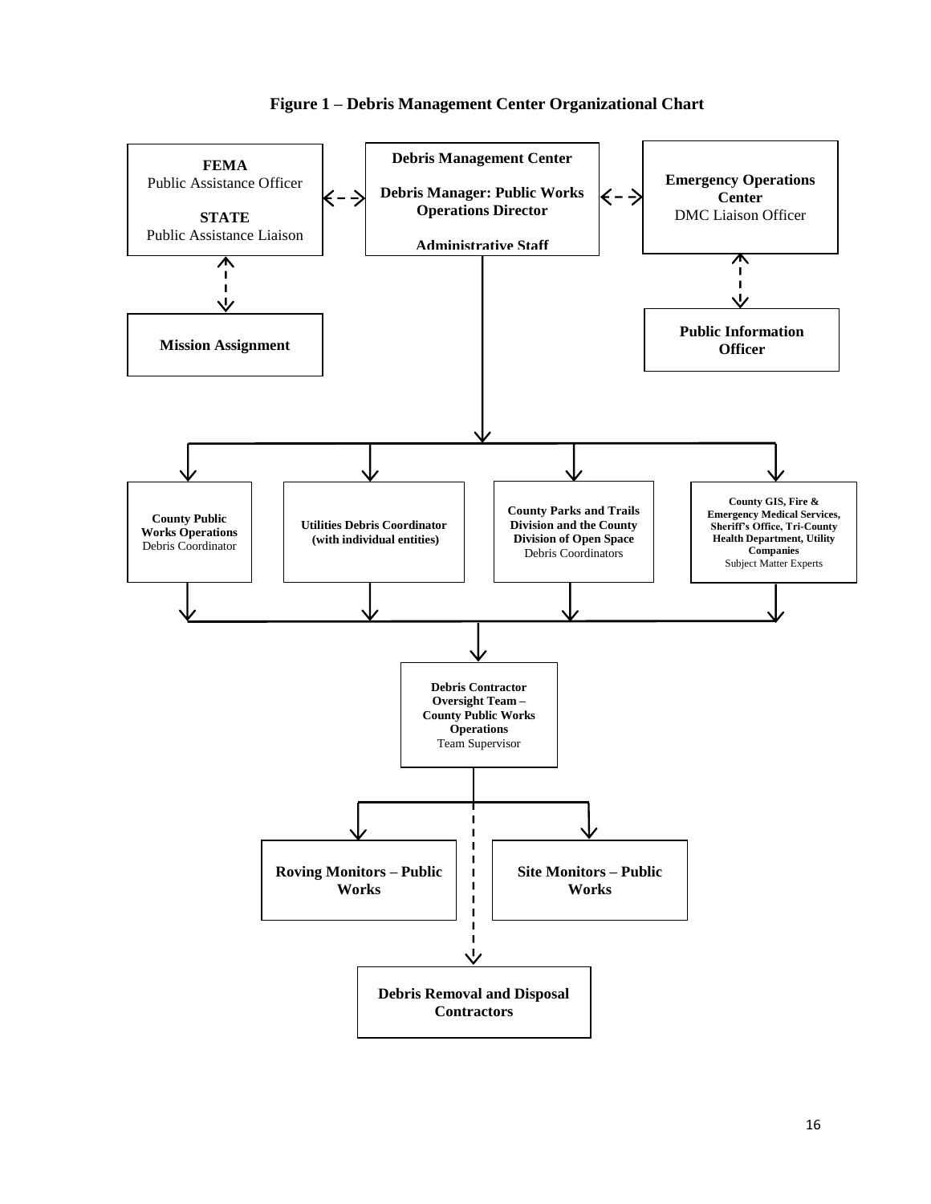**Figure 1 – Debris Management Center Organizational Chart**

**FEMA**
Public Assistance Officer

**STATE**
Public Assistance Liaison

**Debris Management Center**

**Debris Manager: Public Works Operations Director**

**Administrative Staff**

**Emergency Operations Center**
DMC Liaison Officer

**Mission Assignment**

**Public Information Officer**

**County Public Works Operations**
Debris Coordinator

**Utilities Debris Coordinator (with individual entities)**

**County Parks and Trails Division and the County Division of Open Space**
Debris Coordinators

**County GIS, Fire & Emergency Medical Services, Sheriff's Office, Tri-County Health Department, Utility Companies**
Subject Matter Experts

**Debris Contractor Oversight Team – County Public Works Operations**
Team Supervisor

**Roving Monitors – Public Works**

**Site Monitors – Public Works**

**Debris Removal and Disposal Contractors**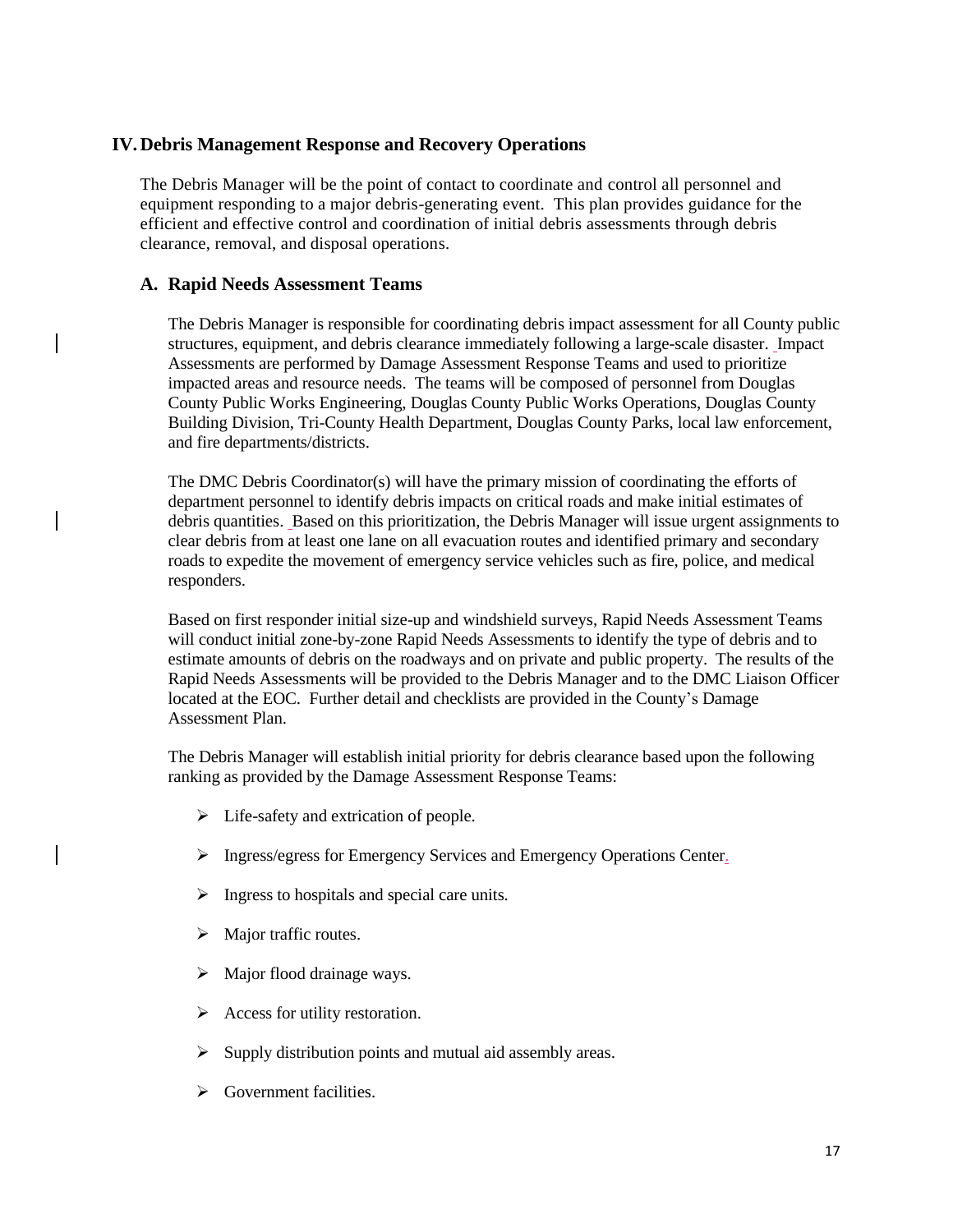## IV. Debris Management Response and Recovery Operations

The Debris Manager will be the point of contact to coordinate and control all personnel and equipment responding to a major debris-generating event. This plan provides guidance for the efficient and effective control and coordination of initial debris assessments through debris clearance, removal, and disposal operations.

### A. Rapid Needs Assessment Teams

The Debris Manager is responsible for coordinating debris impact assessment for all County public structures, equipment, and debris clearance immediately following a large-scale disaster. Impact Assessments are performed by Damage Assessment Response Teams and used to prioritize impacted areas and resource needs. The teams will be composed of personnel from Douglas County Public Works Engineering, Douglas County Public Works Operations, Douglas County Building Division, Tri-County Health Department, Douglas County Parks, local law enforcement, and fire departments/districts.

The DMC Debris Coordinator(s) will have the primary mission of coordinating the efforts of department personnel to identify debris impacts on critical roads and make initial estimates of debris quantities. Based on this prioritization, the Debris Manager will issue urgent assignments to clear debris from at least one lane on all evacuation routes and identified primary and secondary roads to expedite the movement of emergency service vehicles such as fire, police, and medical responders.

Based on first responder initial size-up and windshield surveys, Rapid Needs Assessment Teams will conduct initial zone-by-zone Rapid Needs Assessments to identify the type of debris and to estimate amounts of debris on the roadways and on private and public property. The results of the Rapid Needs Assessments will be provided to the Debris Manager and to the DMC Liaison Officer located at the EOC. Further detail and checklists are provided in the County's Damage Assessment Plan.

The Debris Manager will establish initial priority for debris clearance based upon the following ranking as provided by the Damage Assessment Response Teams:

- Life-safety and extrication of people.
- Ingress/egress for Emergency Services and Emergency Operations Center.
- Ingress to hospitals and special care units.
- Major traffic routes.
- Major flood drainage ways.
- Access for utility restoration.
- Supply distribution points and mutual aid assembly areas.
- Government facilities.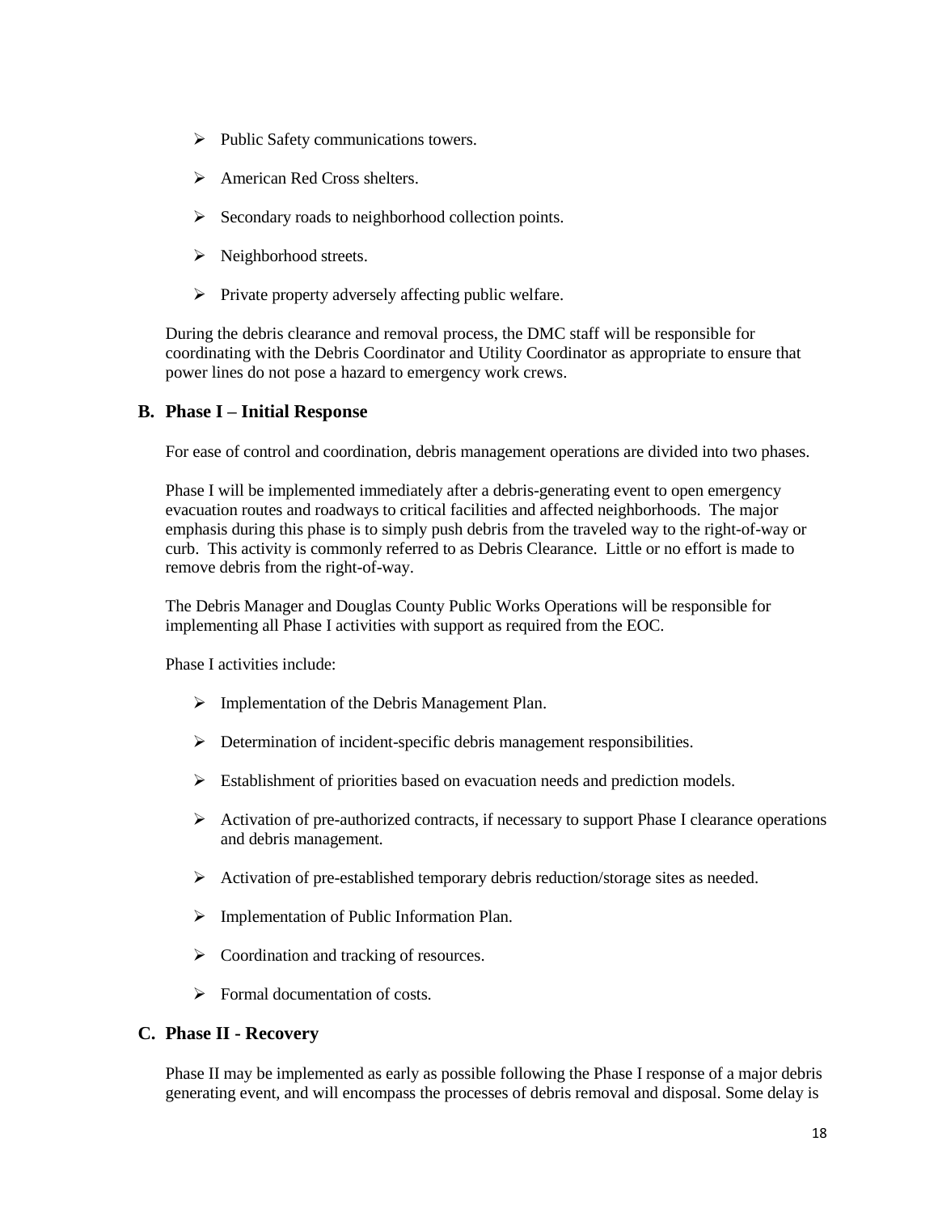- Public Safety communications towers.
- American Red Cross shelters.
- Secondary roads to neighborhood collection points.
- Neighborhood streets.
- Private property adversely affecting public welfare.

During the debris clearance and removal process, the DMC staff will be responsible for coordinating with the Debris Coordinator and Utility Coordinator as appropriate to ensure that power lines do not pose a hazard to emergency work crews.

## B. Phase I – Initial Response

For ease of control and coordination, debris management operations are divided into two phases.

Phase I will be implemented immediately after a debris-generating event to open emergency evacuation routes and roadways to critical facilities and affected neighborhoods. The major emphasis during this phase is to simply push debris from the traveled way to the right-of-way or curb. This activity is commonly referred to as Debris Clearance. Little or no effort is made to remove debris from the right-of-way.

The Debris Manager and Douglas County Public Works Operations will be responsible for implementing all Phase I activities with support as required from the EOC.

Phase I activities include:

- Implementation of the Debris Management Plan.
- Determination of incident-specific debris management responsibilities.
- Establishment of priorities based on evacuation needs and prediction models.
- Activation of pre-authorized contracts, if necessary to support Phase I clearance operations and debris management.
- Activation of pre-established temporary debris reduction/storage sites as needed.
- Implementation of Public Information Plan.
- Coordination and tracking of resources.
- Formal documentation of costs.

## C. Phase II - Recovery

Phase II may be implemented as early as possible following the Phase I response of a major debris generating event, and will encompass the processes of debris removal and disposal. Some delay is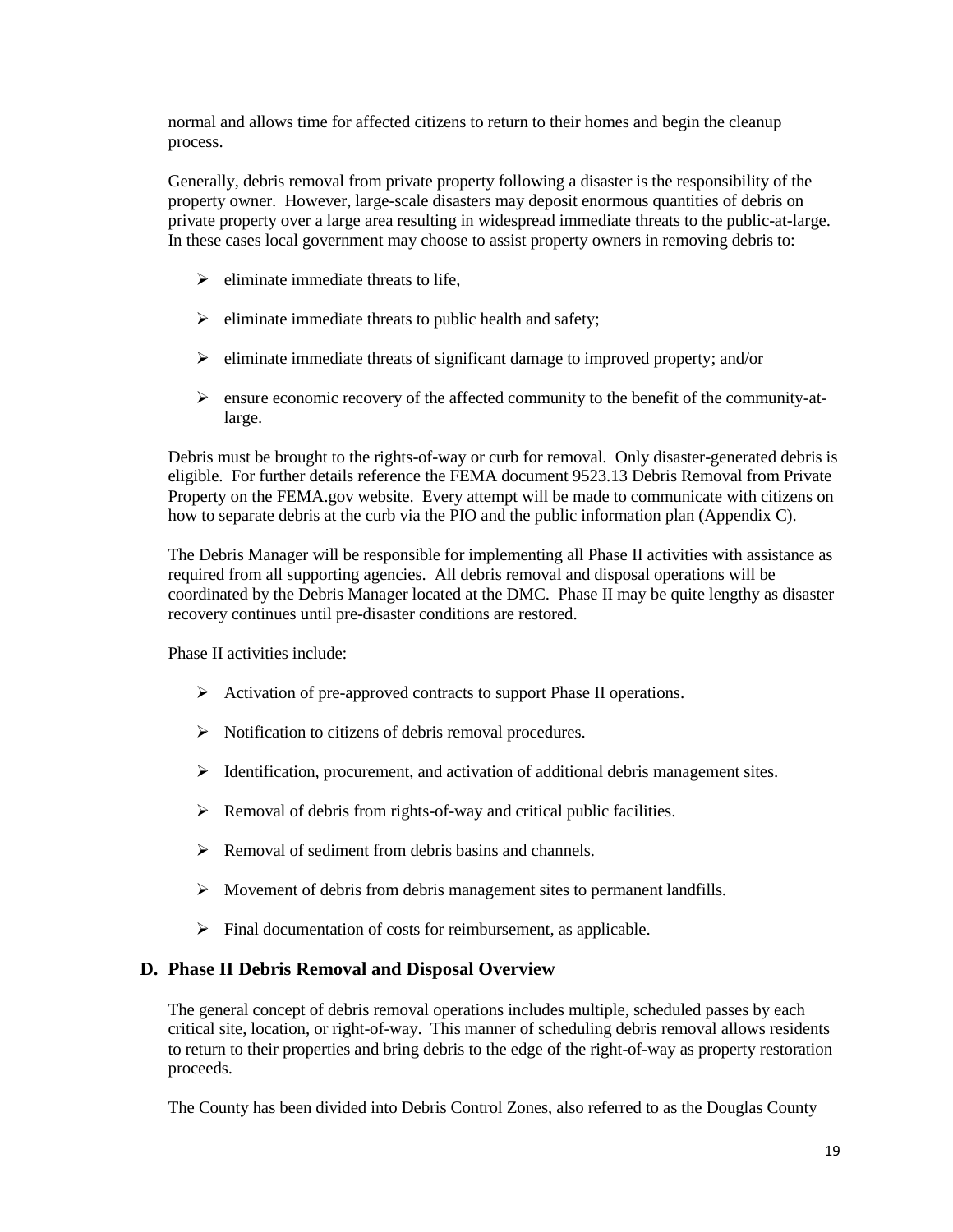normal and allows time for affected citizens to return to their homes and begin the cleanup process.

Generally, debris removal from private property following a disaster is the responsibility of the property owner. However, large-scale disasters may deposit enormous quantities of debris on private property over a large area resulting in widespread immediate threats to the public-at-large. In these cases local government may choose to assist property owners in removing debris to:

- eliminate immediate threats to life,
- eliminate immediate threats to public health and safety;
- eliminate immediate threats of significant damage to improved property; and/or
- ensure economic recovery of the affected community to the benefit of the community-at-large.

Debris must be brought to the rights-of-way or curb for removal. Only disaster-generated debris is eligible. For further details reference the FEMA document 9523.13 Debris Removal from Private Property on the FEMA.gov website. Every attempt will be made to communicate with citizens on how to separate debris at the curb via the PIO and the public information plan (Appendix C).

The Debris Manager will be responsible for implementing all Phase II activities with assistance as required from all supporting agencies. All debris removal and disposal operations will be coordinated by the Debris Manager located at the DMC. Phase II may be quite lengthy as disaster recovery continues until pre-disaster conditions are restored.

Phase II activities include:

- Activation of pre-approved contracts to support Phase II operations.
- Notification to citizens of debris removal procedures.
- Identification, procurement, and activation of additional debris management sites.
- Removal of debris from rights-of-way and critical public facilities.
- Removal of sediment from debris basins and channels.
- Movement of debris from debris management sites to permanent landfills.
- Final documentation of costs for reimbursement, as applicable.

## D. Phase II Debris Removal and Disposal Overview

The general concept of debris removal operations includes multiple, scheduled passes by each critical site, location, or right-of-way. This manner of scheduling debris removal allows residents to return to their properties and bring debris to the edge of the right-of-way as property restoration proceeds.

The County has been divided into Debris Control Zones, also referred to as the Douglas County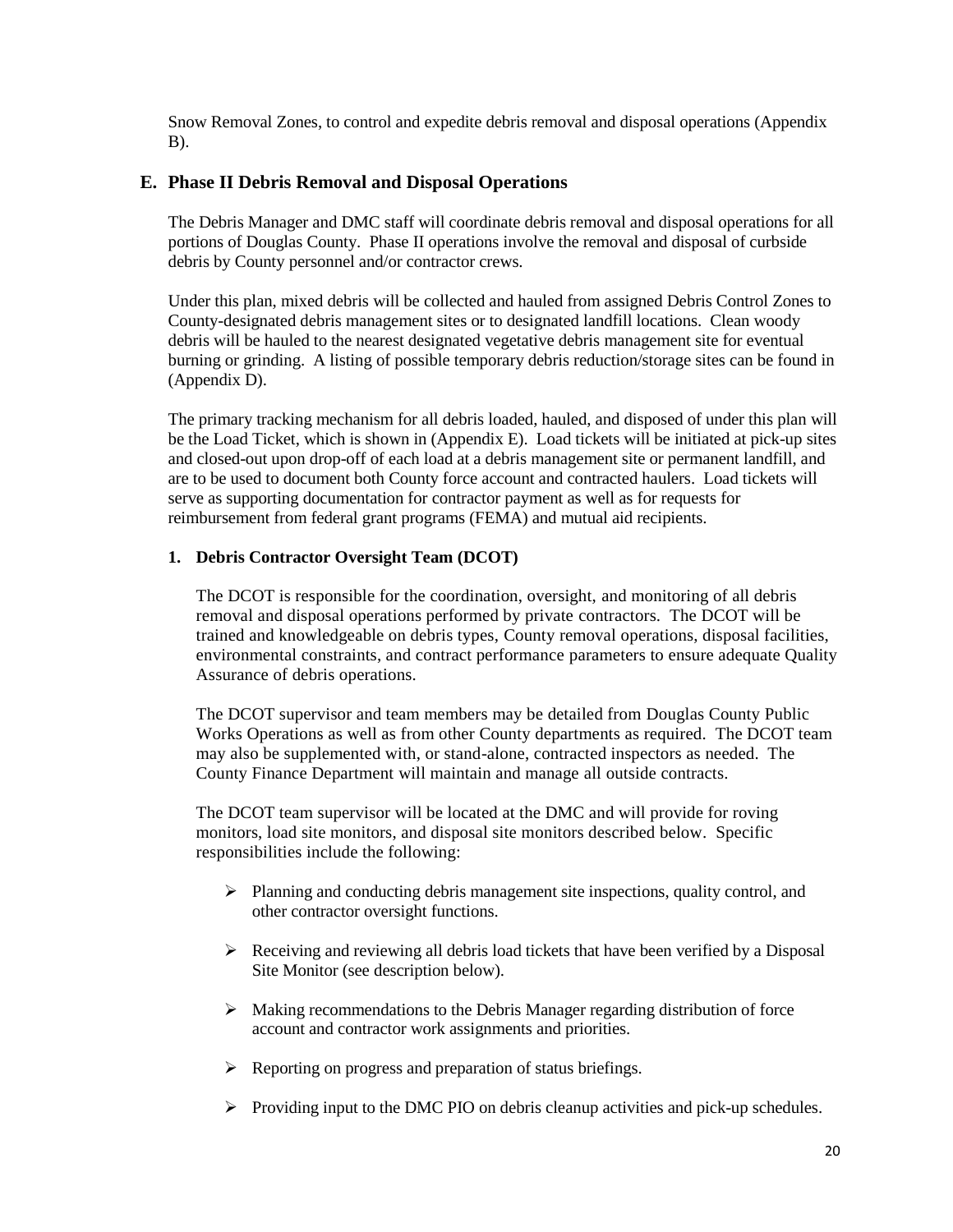Snow Removal Zones, to control and expedite debris removal and disposal operations (Appendix B).

## E. Phase II Debris Removal and Disposal Operations

The Debris Manager and DMC staff will coordinate debris removal and disposal operations for all portions of Douglas County. Phase II operations involve the removal and disposal of curbside debris by County personnel and/or contractor crews.

Under this plan, mixed debris will be collected and hauled from assigned Debris Control Zones to County-designated debris management sites or to designated landfill locations. Clean woody debris will be hauled to the nearest designated vegetative debris management site for eventual burning or grinding. A listing of possible temporary debris reduction/storage sites can be found in (Appendix D).

The primary tracking mechanism for all debris loaded, hauled, and disposed of under this plan will be the Load Ticket, which is shown in (Appendix E). Load tickets will be initiated at pick-up sites and closed-out upon drop-off of each load at a debris management site or permanent landfill, and are to be used to document both County force account and contracted haulers. Load tickets will serve as supporting documentation for contractor payment as well as for requests for reimbursement from federal grant programs (FEMA) and mutual aid recipients.

### 1. Debris Contractor Oversight Team (DCOT)

The DCOT is responsible for the coordination, oversight, and monitoring of all debris removal and disposal operations performed by private contractors. The DCOT will be trained and knowledgeable on debris types, County removal operations, disposal facilities, environmental constraints, and contract performance parameters to ensure adequate Quality Assurance of debris operations.

The DCOT supervisor and team members may be detailed from Douglas County Public Works Operations as well as from other County departments as required. The DCOT team may also be supplemented with, or stand-alone, contracted inspectors as needed. The County Finance Department will maintain and manage all outside contracts.

The DCOT team supervisor will be located at the DMC and will provide for roving monitors, load site monitors, and disposal site monitors described below. Specific responsibilities include the following:

- Planning and conducting debris management site inspections, quality control, and other contractor oversight functions.
- Receiving and reviewing all debris load tickets that have been verified by a Disposal Site Monitor (see description below).
- Making recommendations to the Debris Manager regarding distribution of force account and contractor work assignments and priorities.
- Reporting on progress and preparation of status briefings.
- Providing input to the DMC PIO on debris cleanup activities and pick-up schedules.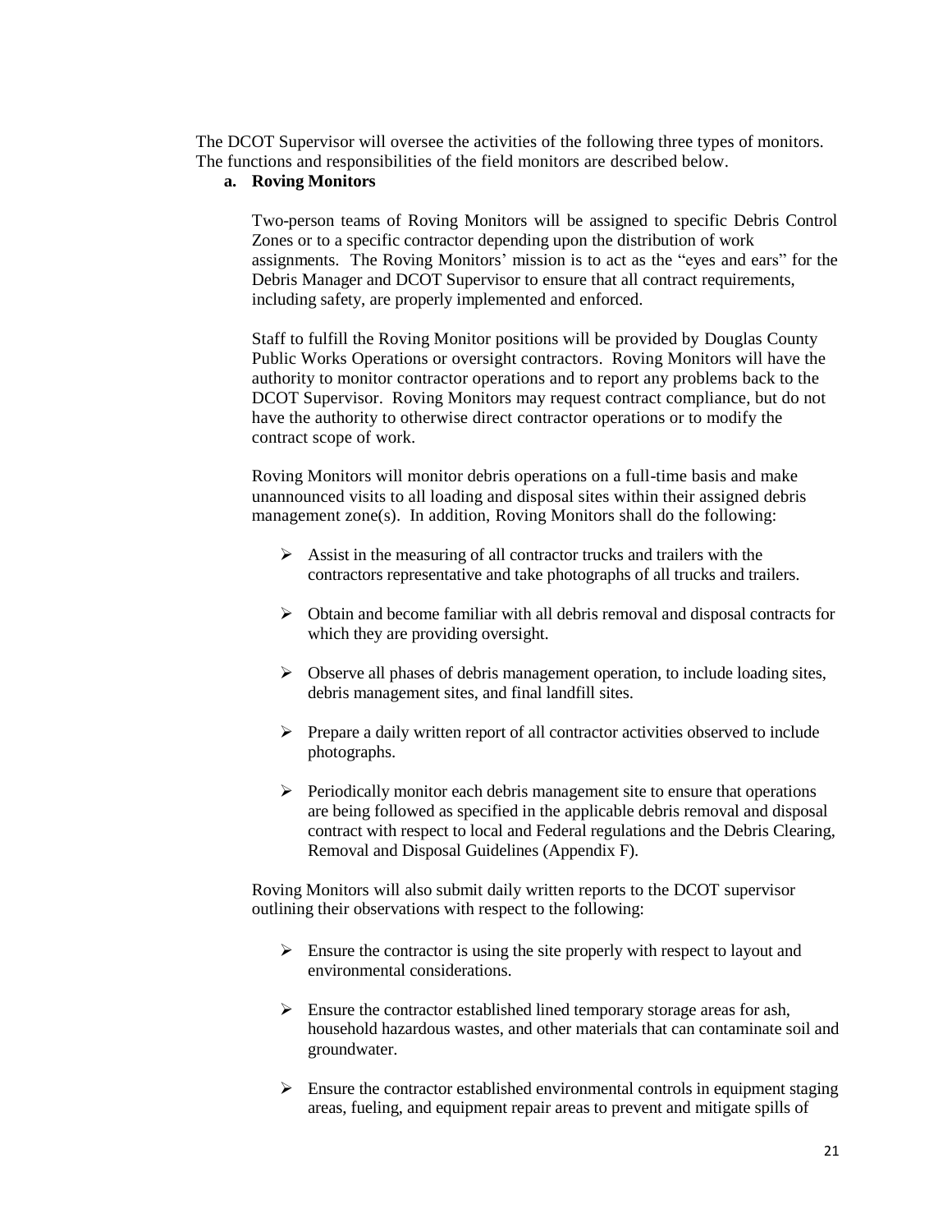The DCOT Supervisor will oversee the activities of the following three types of monitors. The functions and responsibilities of the field monitors are described below.

**a. Roving Monitors**

Two-person teams of Roving Monitors will be assigned to specific Debris Control Zones or to a specific contractor depending upon the distribution of work assignments. The Roving Monitors' mission is to act as the "eyes and ears" for the Debris Manager and DCOT Supervisor to ensure that all contract requirements, including safety, are properly implemented and enforced.

Staff to fulfill the Roving Monitor positions will be provided by Douglas County Public Works Operations or oversight contractors. Roving Monitors will have the authority to monitor contractor operations and to report any problems back to the DCOT Supervisor. Roving Monitors may request contract compliance, but do not have the authority to otherwise direct contractor operations or to modify the contract scope of work.

Roving Monitors will monitor debris operations on a full-time basis and make unannounced visits to all loading and disposal sites within their assigned debris management zone(s). In addition, Roving Monitors shall do the following:

- Assist in the measuring of all contractor trucks and trailers with the contractors representative and take photographs of all trucks and trailers.
- Obtain and become familiar with all debris removal and disposal contracts for which they are providing oversight.
- Observe all phases of debris management operation, to include loading sites, debris management sites, and final landfill sites.
- Prepare a daily written report of all contractor activities observed to include photographs.
- Periodically monitor each debris management site to ensure that operations are being followed as specified in the applicable debris removal and disposal contract with respect to local and Federal regulations and the Debris Clearing, Removal and Disposal Guidelines (Appendix F).

Roving Monitors will also submit daily written reports to the DCOT supervisor outlining their observations with respect to the following:

- Ensure the contractor is using the site properly with respect to layout and environmental considerations.
- Ensure the contractor established lined temporary storage areas for ash, household hazardous wastes, and other materials that can contaminate soil and groundwater.
- Ensure the contractor established environmental controls in equipment staging areas, fueling, and equipment repair areas to prevent and mitigate spills of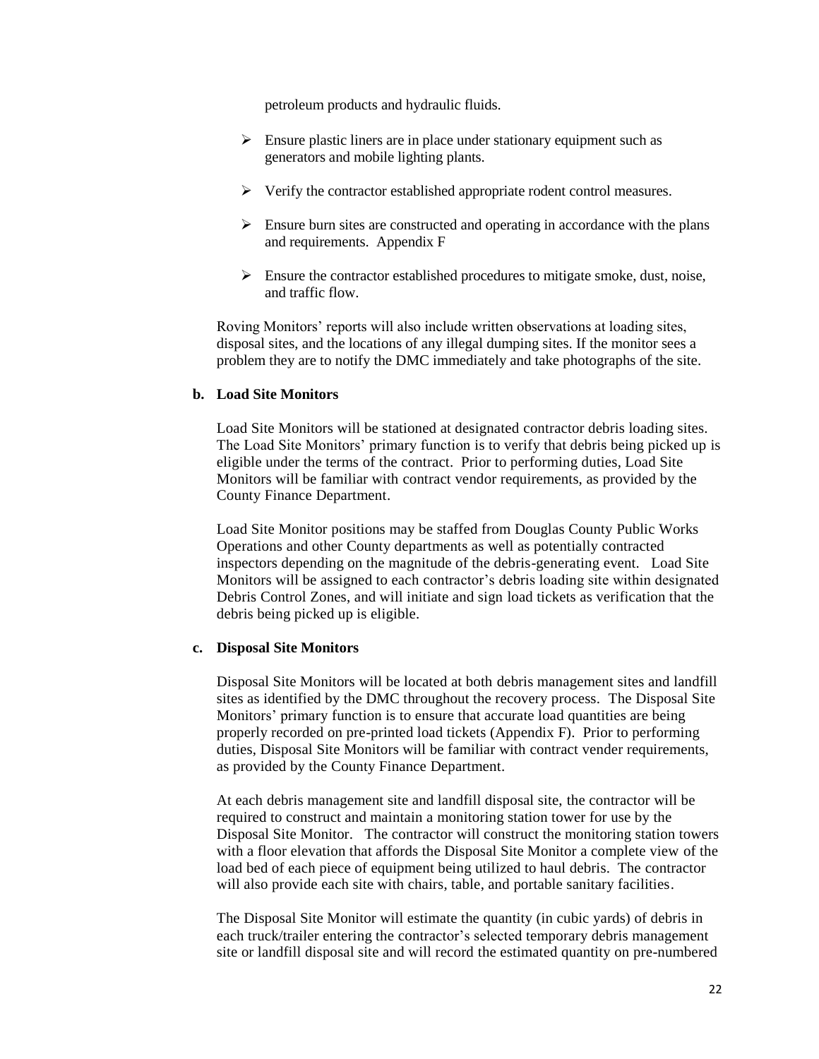petroleum products and hydraulic fluids.

- Ensure plastic liners are in place under stationary equipment such as generators and mobile lighting plants.
- Verify the contractor established appropriate rodent control measures.
- Ensure burn sites are constructed and operating in accordance with the plans and requirements. Appendix F
- Ensure the contractor established procedures to mitigate smoke, dust, noise, and traffic flow.

Roving Monitors' reports will also include written observations at loading sites, disposal sites, and the locations of any illegal dumping sites. If the monitor sees a problem they are to notify the DMC immediately and take photographs of the site.

**b. Load Site Monitors**

Load Site Monitors will be stationed at designated contractor debris loading sites. The Load Site Monitors' primary function is to verify that debris being picked up is eligible under the terms of the contract. Prior to performing duties, Load Site Monitors will be familiar with contract vendor requirements, as provided by the County Finance Department.

Load Site Monitor positions may be staffed from Douglas County Public Works Operations and other County departments as well as potentially contracted inspectors depending on the magnitude of the debris-generating event. Load Site Monitors will be assigned to each contractor's debris loading site within designated Debris Control Zones, and will initiate and sign load tickets as verification that the debris being picked up is eligible.

**c. Disposal Site Monitors**

Disposal Site Monitors will be located at both debris management sites and landfill sites as identified by the DMC throughout the recovery process. The Disposal Site Monitors' primary function is to ensure that accurate load quantities are being properly recorded on pre-printed load tickets (Appendix F). Prior to performing duties, Disposal Site Monitors will be familiar with contract vender requirements, as provided by the County Finance Department.

At each debris management site and landfill disposal site, the contractor will be required to construct and maintain a monitoring station tower for use by the Disposal Site Monitor. The contractor will construct the monitoring station towers with a floor elevation that affords the Disposal Site Monitor a complete view of the load bed of each piece of equipment being utilized to haul debris. The contractor will also provide each site with chairs, table, and portable sanitary facilities.

The Disposal Site Monitor will estimate the quantity (in cubic yards) of debris in each truck/trailer entering the contractor's selected temporary debris management site or landfill disposal site and will record the estimated quantity on pre-numbered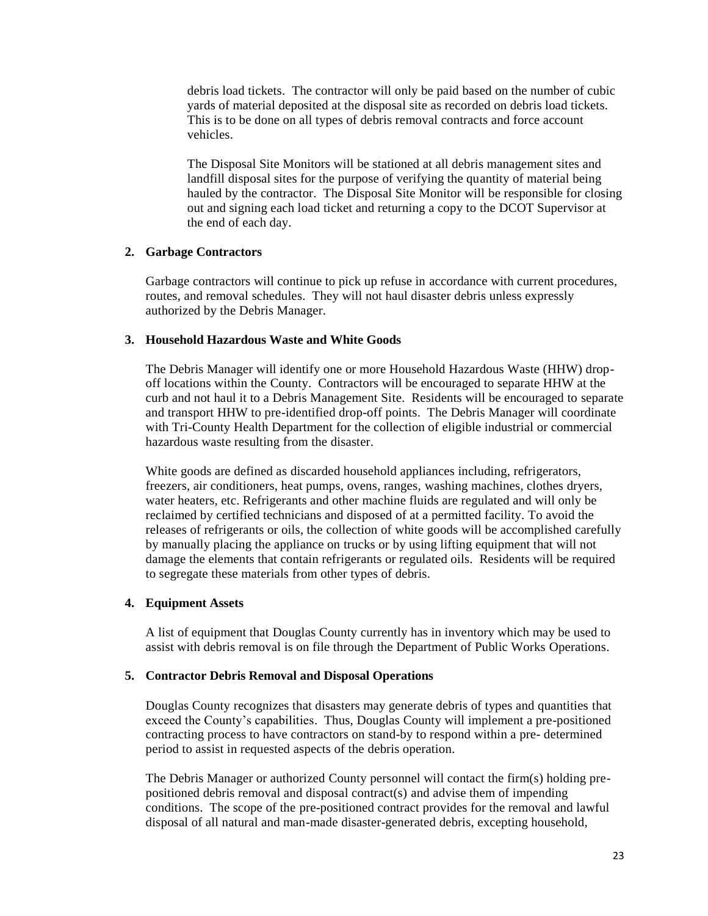debris load tickets. The contractor will only be paid based on the number of cubic yards of material deposited at the disposal site as recorded on debris load tickets. This is to be done on all types of debris removal contracts and force account vehicles.

The Disposal Site Monitors will be stationed at all debris management sites and landfill disposal sites for the purpose of verifying the quantity of material being hauled by the contractor. The Disposal Site Monitor will be responsible for closing out and signing each load ticket and returning a copy to the DCOT Supervisor at the end of each day.

**2. Garbage Contractors**

Garbage contractors will continue to pick up refuse in accordance with current procedures, routes, and removal schedules. They will not haul disaster debris unless expressly authorized by the Debris Manager.

**3. Household Hazardous Waste and White Goods**

The Debris Manager will identify one or more Household Hazardous Waste (HHW) drop-off locations within the County. Contractors will be encouraged to separate HHW at the curb and not haul it to a Debris Management Site. Residents will be encouraged to separate and transport HHW to pre-identified drop-off points. The Debris Manager will coordinate with Tri-County Health Department for the collection of eligible industrial or commercial hazardous waste resulting from the disaster.

White goods are defined as discarded household appliances including, refrigerators, freezers, air conditioners, heat pumps, ovens, ranges, washing machines, clothes dryers, water heaters, etc. Refrigerants and other machine fluids are regulated and will only be reclaimed by certified technicians and disposed of at a permitted facility. To avoid the releases of refrigerants or oils, the collection of white goods will be accomplished carefully by manually placing the appliance on trucks or by using lifting equipment that will not damage the elements that contain refrigerants or regulated oils. Residents will be required to segregate these materials from other types of debris.

**4. Equipment Assets**

A list of equipment that Douglas County currently has in inventory which may be used to assist with debris removal is on file through the Department of Public Works Operations.

**5. Contractor Debris Removal and Disposal Operations**

Douglas County recognizes that disasters may generate debris of types and quantities that exceed the County's capabilities. Thus, Douglas County will implement a pre-positioned contracting process to have contractors on stand-by to respond within a pre- determined period to assist in requested aspects of the debris operation.

The Debris Manager or authorized County personnel will contact the firm(s) holding pre-positioned debris removal and disposal contract(s) and advise them of impending conditions. The scope of the pre-positioned contract provides for the removal and lawful disposal of all natural and man-made disaster-generated debris, excepting household,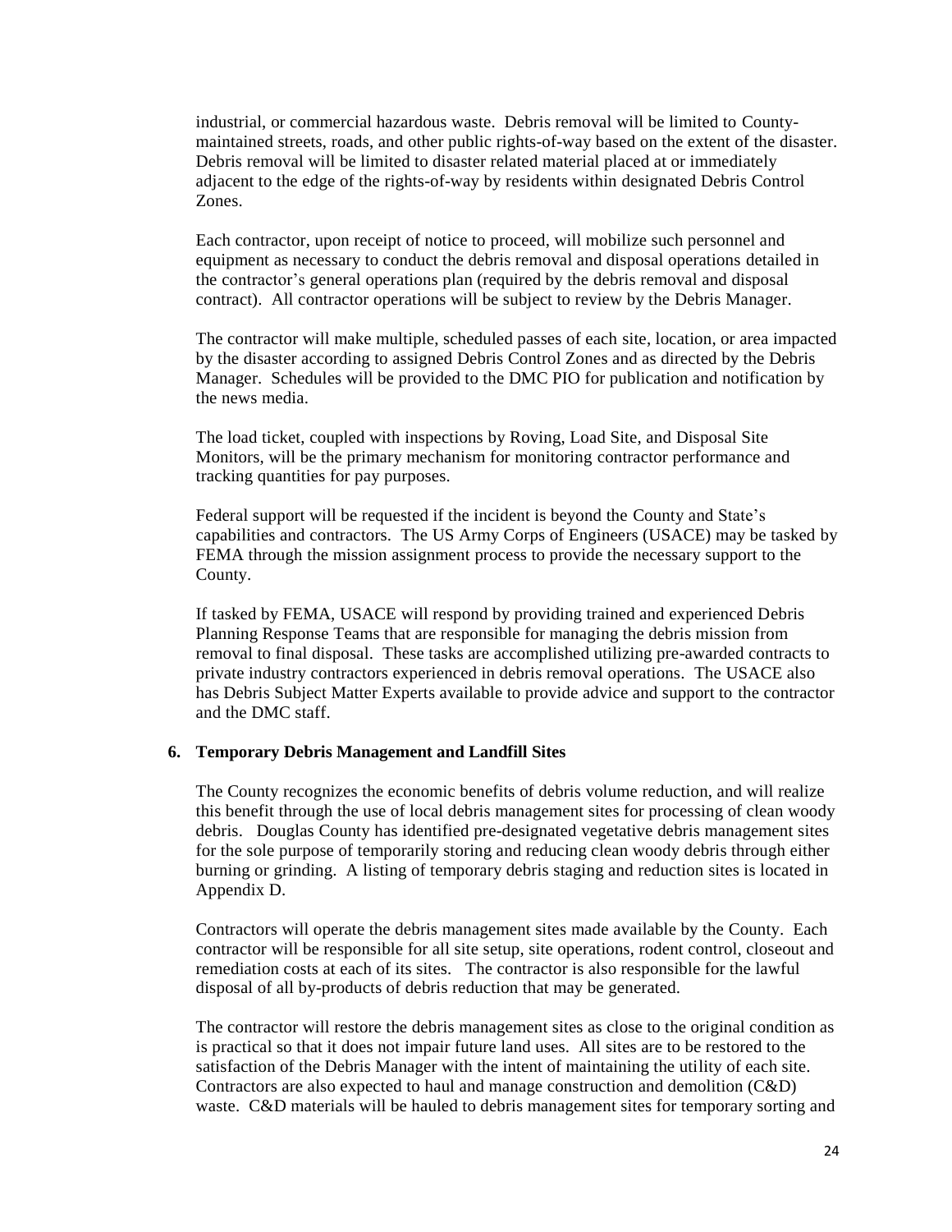industrial, or commercial hazardous waste. Debris removal will be limited to County-maintained streets, roads, and other public rights-of-way based on the extent of the disaster. Debris removal will be limited to disaster related material placed at or immediately adjacent to the edge of the rights-of-way by residents within designated Debris Control Zones.

Each contractor, upon receipt of notice to proceed, will mobilize such personnel and equipment as necessary to conduct the debris removal and disposal operations detailed in the contractor's general operations plan (required by the debris removal and disposal contract). All contractor operations will be subject to review by the Debris Manager.

The contractor will make multiple, scheduled passes of each site, location, or area impacted by the disaster according to assigned Debris Control Zones and as directed by the Debris Manager. Schedules will be provided to the DMC PIO for publication and notification by the news media.

The load ticket, coupled with inspections by Roving, Load Site, and Disposal Site Monitors, will be the primary mechanism for monitoring contractor performance and tracking quantities for pay purposes.

Federal support will be requested if the incident is beyond the County and State's capabilities and contractors. The US Army Corps of Engineers (USACE) may be tasked by FEMA through the mission assignment process to provide the necessary support to the County.

If tasked by FEMA, USACE will respond by providing trained and experienced Debris Planning Response Teams that are responsible for managing the debris mission from removal to final disposal. These tasks are accomplished utilizing pre-awarded contracts to private industry contractors experienced in debris removal operations. The USACE also has Debris Subject Matter Experts available to provide advice and support to the contractor and the DMC staff.

**6. Temporary Debris Management and Landfill Sites**

The County recognizes the economic benefits of debris volume reduction, and will realize this benefit through the use of local debris management sites for processing of clean woody debris. Douglas County has identified pre-designated vegetative debris management sites for the sole purpose of temporarily storing and reducing clean woody debris through either burning or grinding. A listing of temporary debris staging and reduction sites is located in Appendix D.

Contractors will operate the debris management sites made available by the County. Each contractor will be responsible for all site setup, site operations, rodent control, closeout and remediation costs at each of its sites. The contractor is also responsible for the lawful disposal of all by-products of debris reduction that may be generated.

The contractor will restore the debris management sites as close to the original condition as is practical so that it does not impair future land uses. All sites are to be restored to the satisfaction of the Debris Manager with the intent of maintaining the utility of each site. Contractors are also expected to haul and manage construction and demolition (C&D) waste. C&D materials will be hauled to debris management sites for temporary sorting and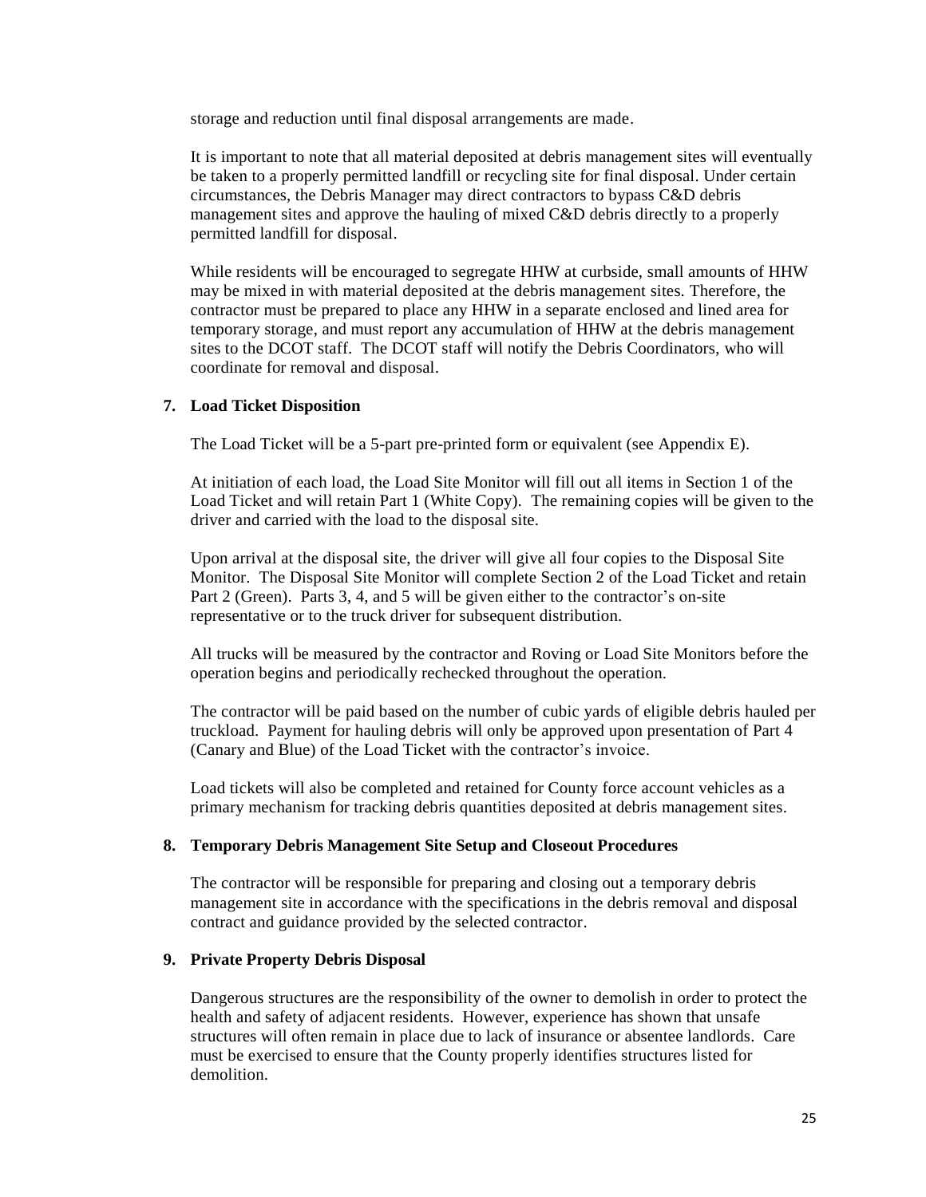storage and reduction until final disposal arrangements are made.

It is important to note that all material deposited at debris management sites will eventually be taken to a properly permitted landfill or recycling site for final disposal. Under certain circumstances, the Debris Manager may direct contractors to bypass C&D debris management sites and approve the hauling of mixed C&D debris directly to a properly permitted landfill for disposal.

While residents will be encouraged to segregate HHW at curbside, small amounts of HHW may be mixed in with material deposited at the debris management sites. Therefore, the contractor must be prepared to place any HHW in a separate enclosed and lined area for temporary storage, and must report any accumulation of HHW at the debris management sites to the DCOT staff. The DCOT staff will notify the Debris Coordinators, who will coordinate for removal and disposal.

**7. Load Ticket Disposition**

The Load Ticket will be a 5-part pre-printed form or equivalent (see Appendix E).

At initiation of each load, the Load Site Monitor will fill out all items in Section 1 of the Load Ticket and will retain Part 1 (White Copy). The remaining copies will be given to the driver and carried with the load to the disposal site.

Upon arrival at the disposal site, the driver will give all four copies to the Disposal Site Monitor. The Disposal Site Monitor will complete Section 2 of the Load Ticket and retain Part 2 (Green). Parts 3, 4, and 5 will be given either to the contractor's on-site representative or to the truck driver for subsequent distribution.

All trucks will be measured by the contractor and Roving or Load Site Monitors before the operation begins and periodically rechecked throughout the operation.

The contractor will be paid based on the number of cubic yards of eligible debris hauled per truckload. Payment for hauling debris will only be approved upon presentation of Part 4 (Canary and Blue) of the Load Ticket with the contractor's invoice.

Load tickets will also be completed and retained for County force account vehicles as a primary mechanism for tracking debris quantities deposited at debris management sites.

**8. Temporary Debris Management Site Setup and Closeout Procedures**

The contractor will be responsible for preparing and closing out a temporary debris management site in accordance with the specifications in the debris removal and disposal contract and guidance provided by the selected contractor.

**9. Private Property Debris Disposal**

Dangerous structures are the responsibility of the owner to demolish in order to protect the health and safety of adjacent residents. However, experience has shown that unsafe structures will often remain in place due to lack of insurance or absentee landlords. Care must be exercised to ensure that the County properly identifies structures listed for demolition.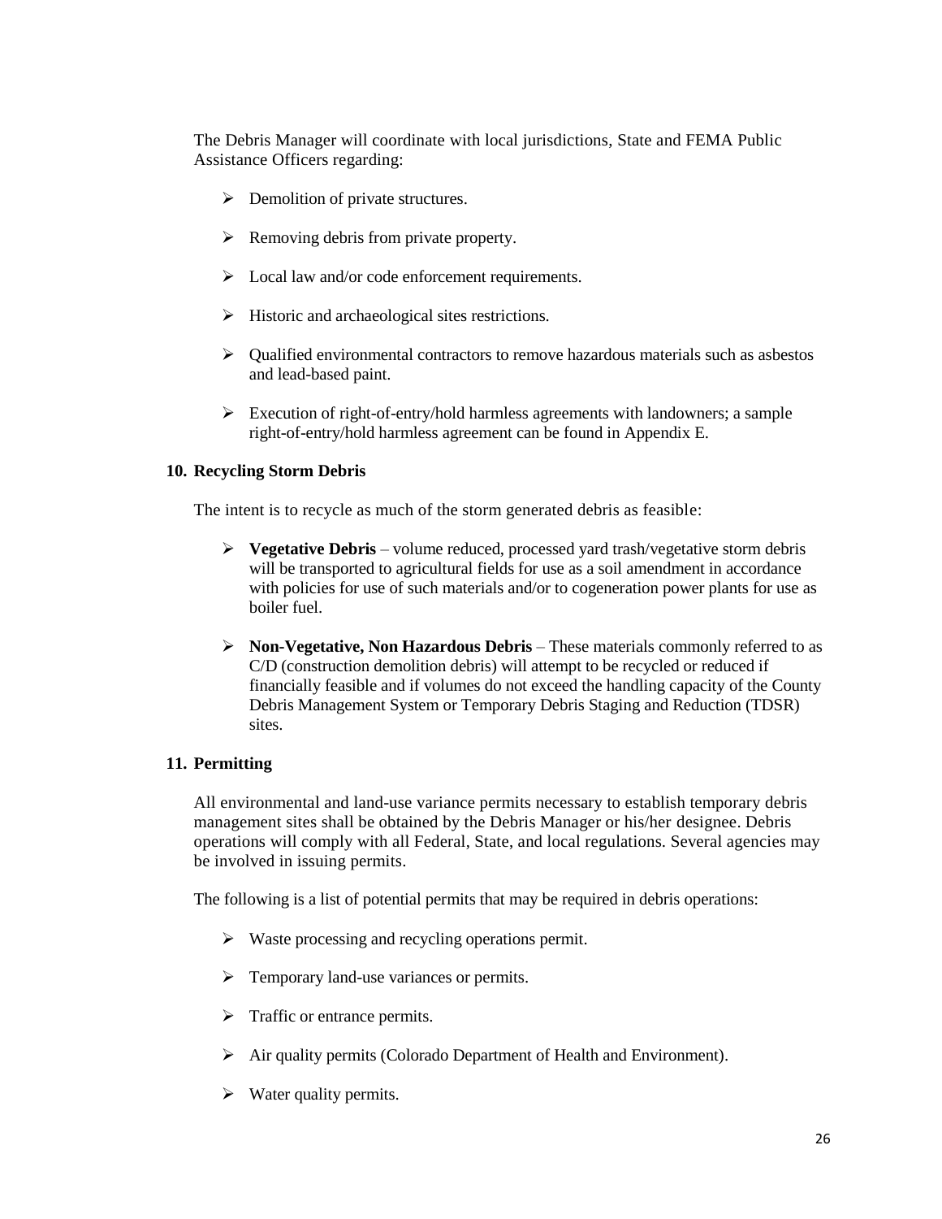The Debris Manager will coordinate with local jurisdictions, State and FEMA Public Assistance Officers regarding:

- Demolition of private structures.
- Removing debris from private property.
- Local law and/or code enforcement requirements.
- Historic and archaeological sites restrictions.
- Qualified environmental contractors to remove hazardous materials such as asbestos and lead-based paint.
- Execution of right-of-entry/hold harmless agreements with landowners; a sample right-of-entry/hold harmless agreement can be found in Appendix E.

### 10. Recycling Storm Debris

The intent is to recycle as much of the storm generated debris as feasible:

- **Vegetative Debris** – volume reduced, processed yard trash/vegetative storm debris will be transported to agricultural fields for use as a soil amendment in accordance with policies for use of such materials and/or to cogeneration power plants for use as boiler fuel.
- **Non-Vegetative, Non Hazardous Debris** – These materials commonly referred to as C/D (construction demolition debris) will attempt to be recycled or reduced if financially feasible and if volumes do not exceed the handling capacity of the County Debris Management System or Temporary Debris Staging and Reduction (TDSR) sites.

### 11. Permitting

All environmental and land-use variance permits necessary to establish temporary debris management sites shall be obtained by the Debris Manager or his/her designee. Debris operations will comply with all Federal, State, and local regulations. Several agencies may be involved in issuing permits.

The following is a list of potential permits that may be required in debris operations:

- Waste processing and recycling operations permit.
- Temporary land-use variances or permits.
- Traffic or entrance permits.
- Air quality permits (Colorado Department of Health and Environment).
- Water quality permits.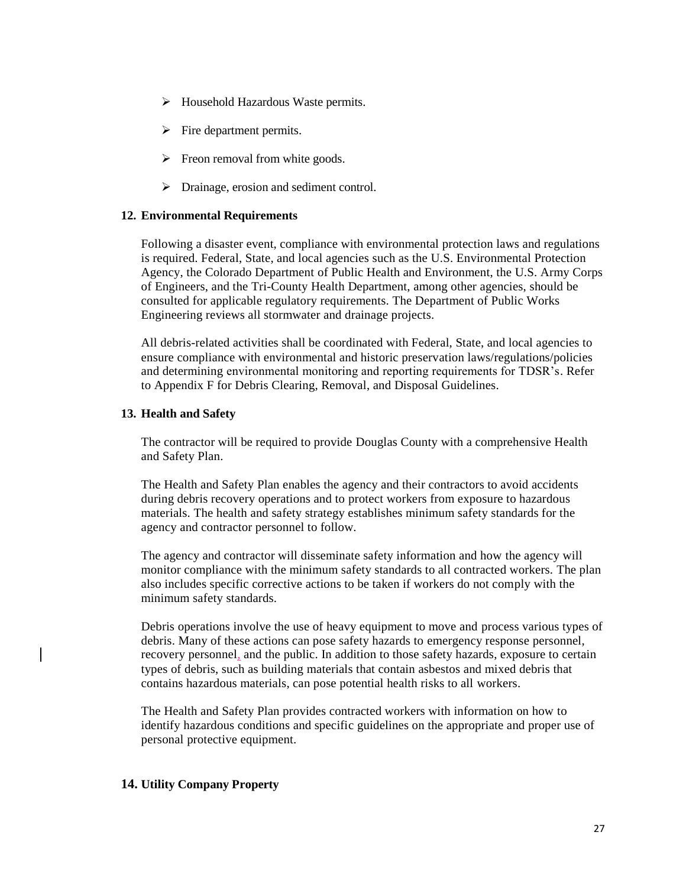- Household Hazardous Waste permits.
- Fire department permits.
- Freon removal from white goods.
- Drainage, erosion and sediment control.

## 12. Environmental Requirements

Following a disaster event, compliance with environmental protection laws and regulations is required. Federal, State, and local agencies such as the U.S. Environmental Protection Agency, the Colorado Department of Public Health and Environment, the U.S. Army Corps of Engineers, and the Tri-County Health Department, among other agencies, should be consulted for applicable regulatory requirements. The Department of Public Works Engineering reviews all stormwater and drainage projects.

All debris-related activities shall be coordinated with Federal, State, and local agencies to ensure compliance with environmental and historic preservation laws/regulations/policies and determining environmental monitoring and reporting requirements for TDSR's. Refer to Appendix F for Debris Clearing, Removal, and Disposal Guidelines.

## 13. Health and Safety

The contractor will be required to provide Douglas County with a comprehensive Health and Safety Plan.

The Health and Safety Plan enables the agency and their contractors to avoid accidents during debris recovery operations and to protect workers from exposure to hazardous materials. The health and safety strategy establishes minimum safety standards for the agency and contractor personnel to follow.

The agency and contractor will disseminate safety information and how the agency will monitor compliance with the minimum safety standards to all contracted workers. The plan also includes specific corrective actions to be taken if workers do not comply with the minimum safety standards.

Debris operations involve the use of heavy equipment to move and process various types of debris. Many of these actions can pose safety hazards to emergency response personnel, recovery personnel, and the public. In addition to those safety hazards, exposure to certain types of debris, such as building materials that contain asbestos and mixed debris that contains hazardous materials, can pose potential health risks to all workers.

The Health and Safety Plan provides contracted workers with information on how to identify hazardous conditions and specific guidelines on the appropriate and proper use of personal protective equipment.

## 14. Utility Company Property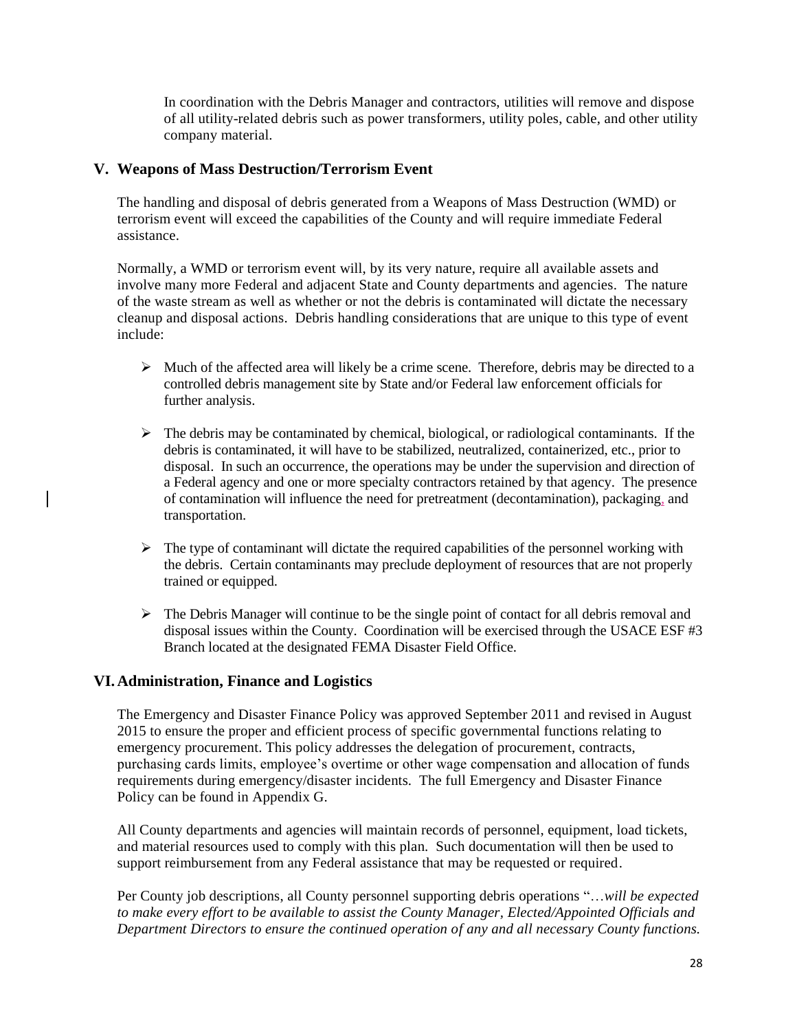In coordination with the Debris Manager and contractors, utilities will remove and dispose of all utility-related debris such as power transformers, utility poles, cable, and other utility company material.

## V. Weapons of Mass Destruction/Terrorism Event

The handling and disposal of debris generated from a Weapons of Mass Destruction (WMD) or terrorism event will exceed the capabilities of the County and will require immediate Federal assistance.

Normally, a WMD or terrorism event will, by its very nature, require all available assets and involve many more Federal and adjacent State and County departments and agencies. The nature of the waste stream as well as whether or not the debris is contaminated will dictate the necessary cleanup and disposal actions. Debris handling considerations that are unique to this type of event include:

- Much of the affected area will likely be a crime scene. Therefore, debris may be directed to a controlled debris management site by State and/or Federal law enforcement officials for further analysis.
- The debris may be contaminated by chemical, biological, or radiological contaminants. If the debris is contaminated, it will have to be stabilized, neutralized, containerized, etc., prior to disposal. In such an occurrence, the operations may be under the supervision and direction of a Federal agency and one or more specialty contractors retained by that agency. The presence of contamination will influence the need for pretreatment (decontamination), packaging, and transportation.
- The type of contaminant will dictate the required capabilities of the personnel working with the debris. Certain contaminants may preclude deployment of resources that are not properly trained or equipped.
- The Debris Manager will continue to be the single point of contact for all debris removal and disposal issues within the County. Coordination will be exercised through the USACE ESF #3 Branch located at the designated FEMA Disaster Field Office.

## VI. Administration, Finance and Logistics

The Emergency and Disaster Finance Policy was approved September 2011 and revised in August 2015 to ensure the proper and efficient process of specific governmental functions relating to emergency procurement. This policy addresses the delegation of procurement, contracts, purchasing cards limits, employee's overtime or other wage compensation and allocation of funds requirements during emergency/disaster incidents. The full Emergency and Disaster Finance Policy can be found in Appendix G.

All County departments and agencies will maintain records of personnel, equipment, load tickets, and material resources used to comply with this plan. Such documentation will then be used to support reimbursement from any Federal assistance that may be requested or required.

Per County job descriptions, all County personnel supporting debris operations "…*will be expected to make every effort to be available to assist the County Manager, Elected/Appointed Officials and Department Directors to ensure the continued operation of any and all necessary County functions.*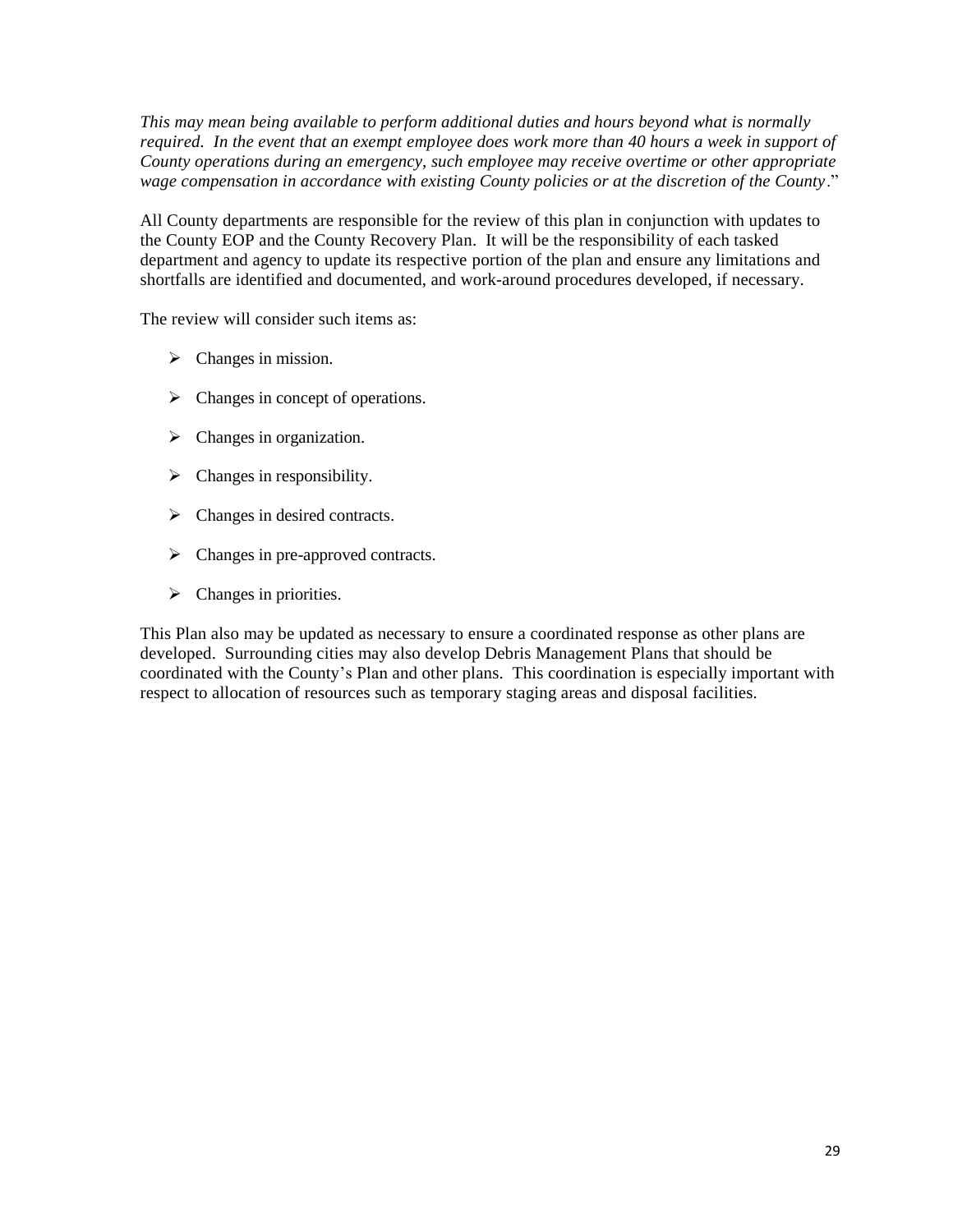*This may mean being available to perform additional duties and hours beyond what is normally required. In the event that an exempt employee does work more than 40 hours a week in support of County operations during an emergency, such employee may receive overtime or other appropriate wage compensation in accordance with existing County policies or at the discretion of the County*."

All County departments are responsible for the review of this plan in conjunction with updates to the County EOP and the County Recovery Plan. It will be the responsibility of each tasked department and agency to update its respective portion of the plan and ensure any limitations and shortfalls are identified and documented, and work-around procedures developed, if necessary.

The review will consider such items as:

- Changes in mission.
- Changes in concept of operations.
- Changes in organization.
- Changes in responsibility.
- Changes in desired contracts.
- Changes in pre-approved contracts.
- Changes in priorities.

This Plan also may be updated as necessary to ensure a coordinated response as other plans are developed. Surrounding cities may also develop Debris Management Plans that should be coordinated with the County's Plan and other plans. This coordination is especially important with respect to allocation of resources such as temporary staging areas and disposal facilities.